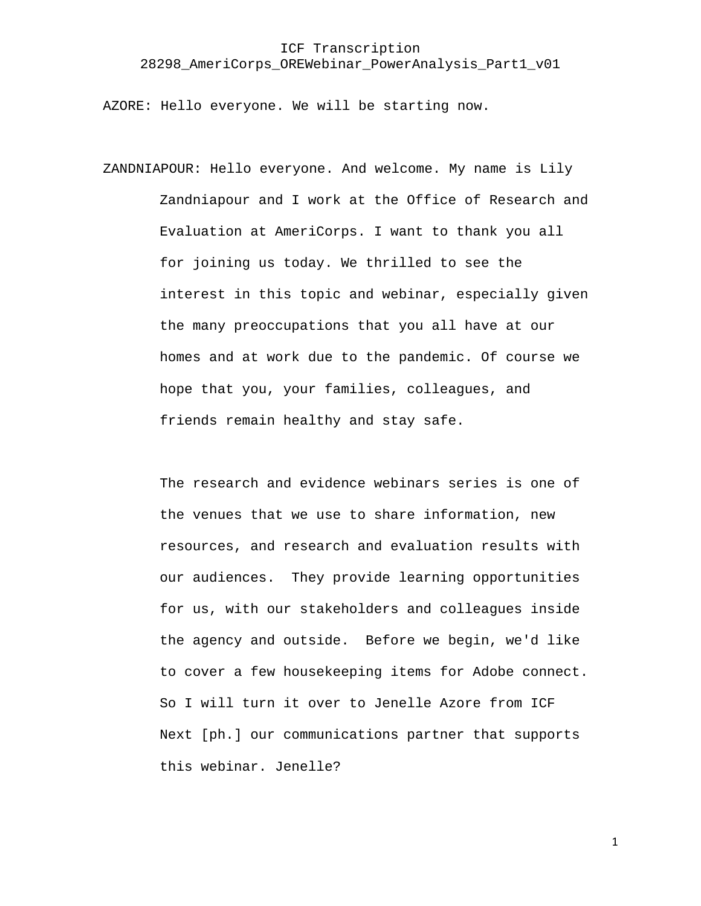# ICF Transcription

## 28298_AmeriCorps_OREWebinar_PowerAnalysis_Part1_v01

AZORE: Hello everyone. We will be starting now.

ZANDNIAPOUR: Hello everyone. And welcome. My name is Lily Zandniapour and I work at the Office of Research and Evaluation at AmeriCorps. I want to thank you all for joining us today. We thrilled to see the interest in this topic and webinar, especially given the many preoccupations that you all have at our homes and at work due to the pandemic. Of course we hope that you, your families, colleagues, and friends remain healthy and stay safe.

The research and evidence webinars series is one of the venues that we use to share information, new resources, and research and evaluation results with our audiences. They provide learning opportunities for us, with our stakeholders and colleagues inside the agency and outside. Before we begin, we'd like to cover a few housekeeping items for Adobe connect. So I will turn it over to Jenelle Azore from ICF Next [ph.] our communications partner that supports this webinar. Jenelle?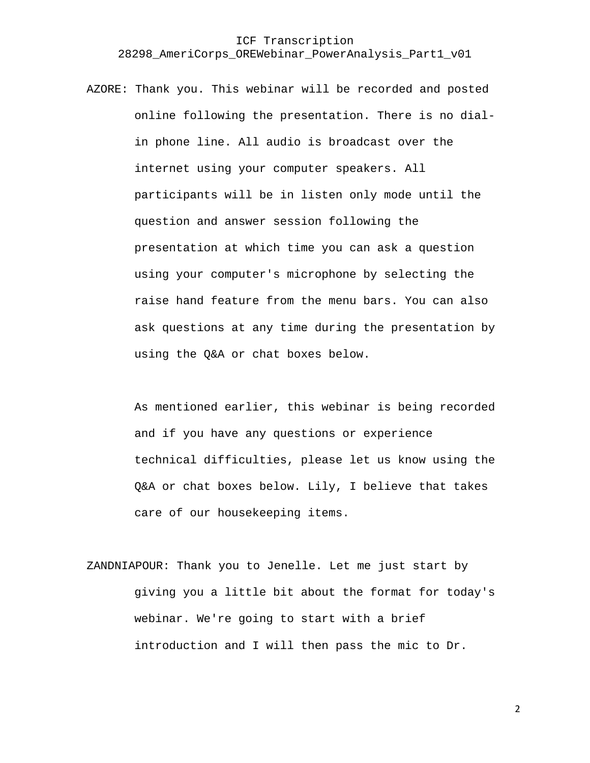AZORE: Thank you. This webinar will be recorded and posted online following the presentation. There is no dial-in phone line. All audio is broadcast over the internet using your computer speakers. All participants will be in listen only mode until the question and answer session following the presentation at which time you can ask a question using your computer's microphone by selecting the raise hand feature from the menu bars. You can also ask questions at any time during the presentation by using the Q&A or chat boxes below.

As mentioned earlier, this webinar is being recorded and if you have any questions or experience technical difficulties, please let us know using the Q&A or chat boxes below. Lily, I believe that takes care of our housekeeping items.

ZANDNIAPOUR: Thank you to Jenelle. Let me just start by giving you a little bit about the format for today's webinar. We're going to start with a brief introduction and I will then pass the mic to Dr.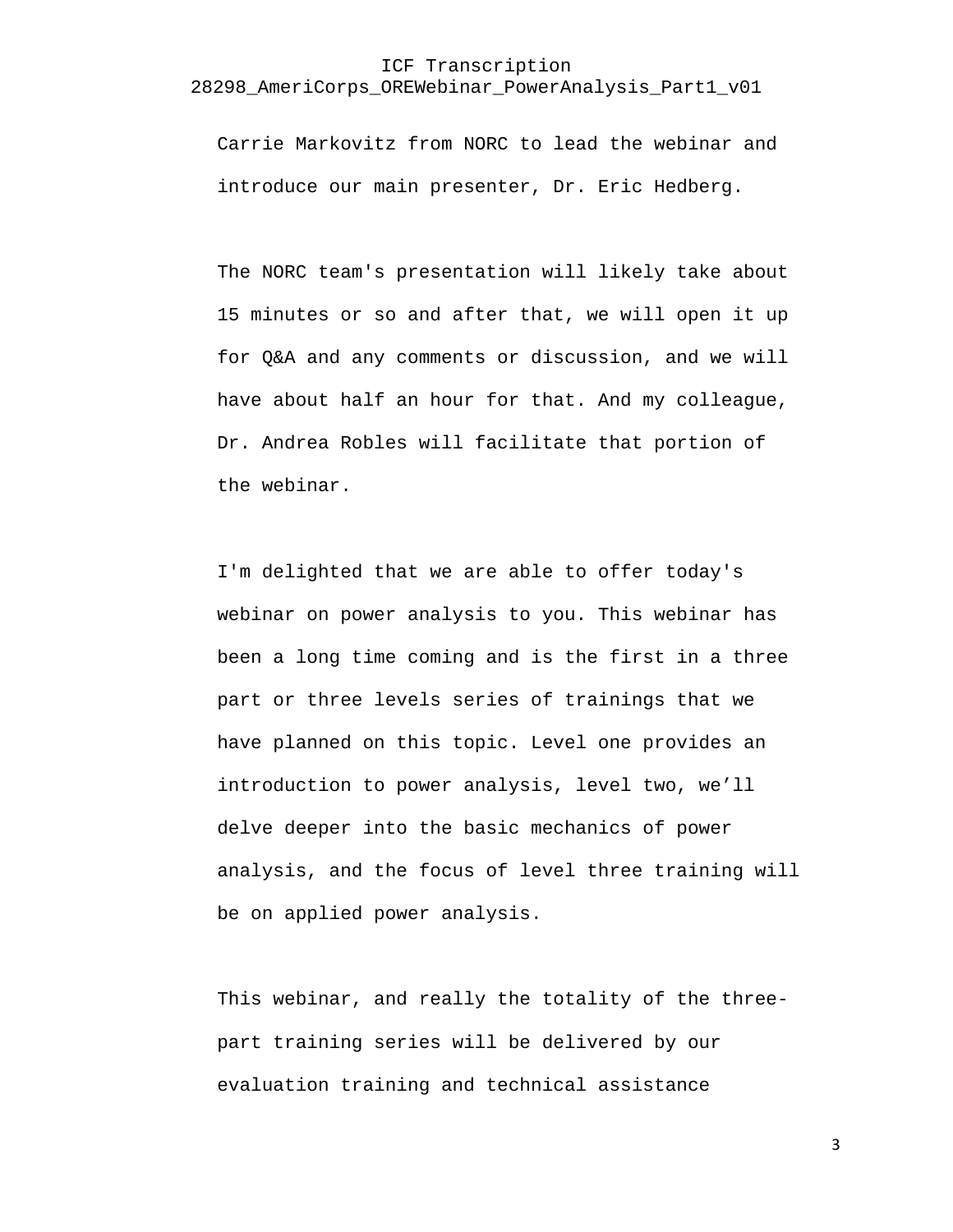Carrie Markovitz from NORC to lead the webinar and introduce our main presenter, Dr. Eric Hedberg.

The NORC team's presentation will likely take about 15 minutes or so and after that, we will open it up for Q&A and any comments or discussion, and we will have about half an hour for that. And my colleague, Dr. Andrea Robles will facilitate that portion of the webinar.

I'm delighted that we are able to offer today's webinar on power analysis to you. This webinar has been a long time coming and is the first in a three part or three levels series of trainings that we have planned on this topic. Level one provides an introduction to power analysis, level two, we'll delve deeper into the basic mechanics of power analysis, and the focus of level three training will be on applied power analysis.

This webinar, and really the totality of the three-part training series will be delivered by our evaluation training and technical assistance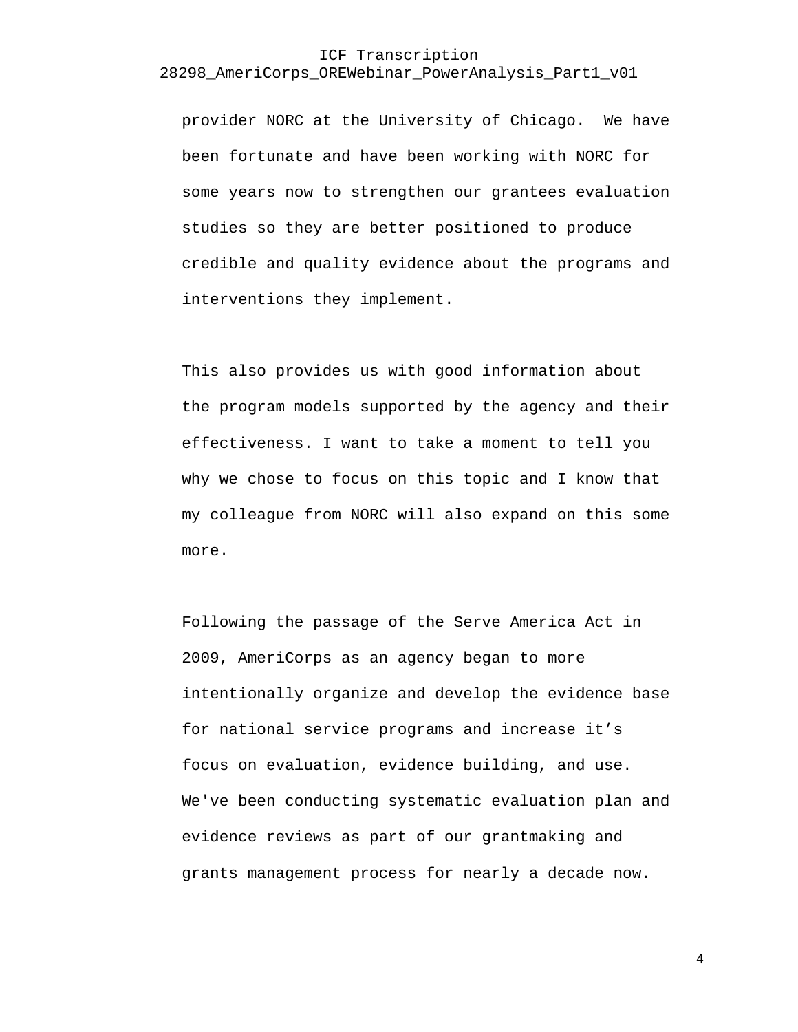provider NORC at the University of Chicago.  We have been fortunate and have been working with NORC for some years now to strengthen our grantees evaluation studies so they are better positioned to produce credible and quality evidence about the programs and interventions they implement.

This also provides us with good information about the program models supported by the agency and their effectiveness. I want to take a moment to tell you why we chose to focus on this topic and I know that my colleague from NORC will also expand on this some more.

Following the passage of the Serve America Act in 2009, AmeriCorps as an agency began to more intentionally organize and develop the evidence base for national service programs and increase it’s focus on evaluation, evidence building, and use. We've been conducting systematic evaluation plan and evidence reviews as part of our grantmaking and grants management process for nearly a decade now.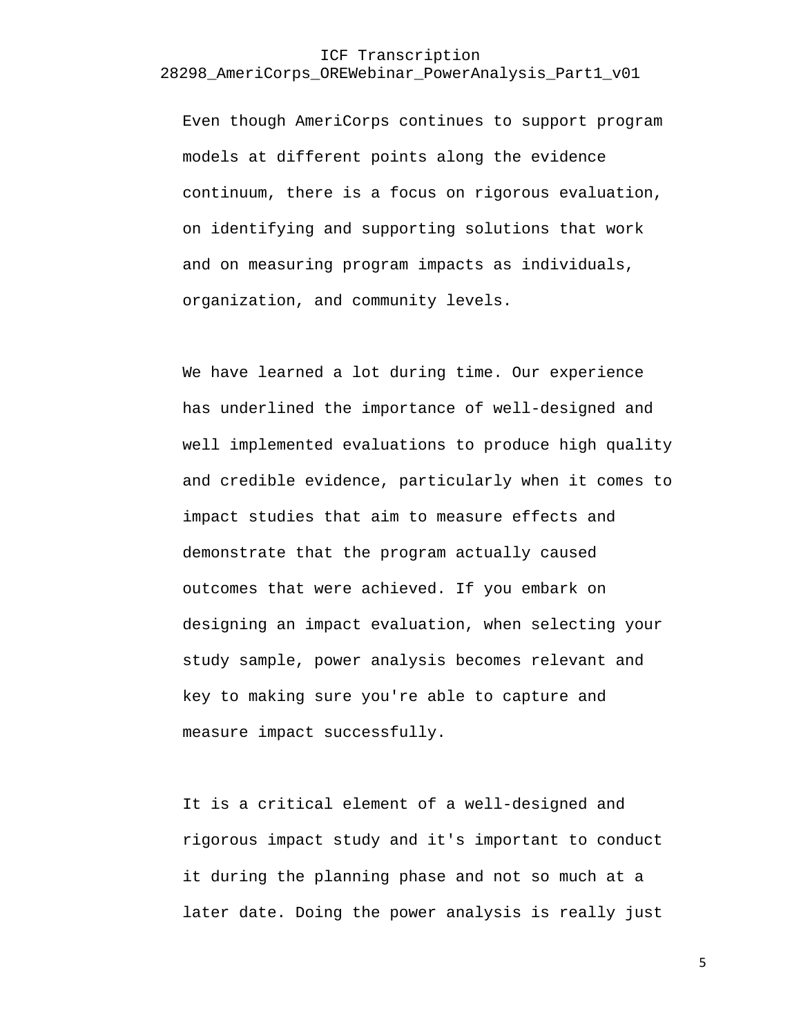Even though AmeriCorps continues to support program models at different points along the evidence continuum, there is a focus on rigorous evaluation, on identifying and supporting solutions that work and on measuring program impacts as individuals, organization, and community levels.

We have learned a lot during time. Our experience has underlined the importance of well-designed and well implemented evaluations to produce high quality and credible evidence, particularly when it comes to impact studies that aim to measure effects and demonstrate that the program actually caused outcomes that were achieved. If you embark on designing an impact evaluation, when selecting your study sample, power analysis becomes relevant and key to making sure you're able to capture and measure impact successfully.

It is a critical element of a well-designed and rigorous impact study and it's important to conduct it during the planning phase and not so much at a later date. Doing the power analysis is really just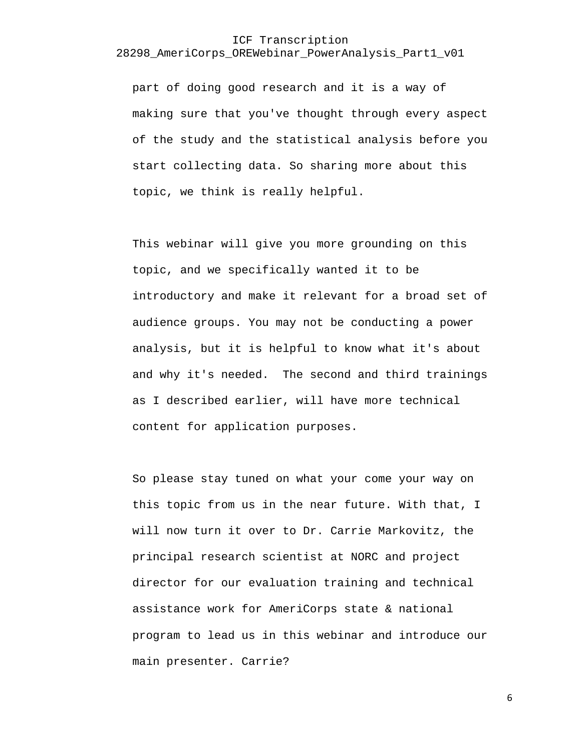part of doing good research and it is a way of making sure that you've thought through every aspect of the study and the statistical analysis before you start collecting data. So sharing more about this topic, we think is really helpful.

This webinar will give you more grounding on this topic, and we specifically wanted it to be introductory and make it relevant for a broad set of audience groups. You may not be conducting a power analysis, but it is helpful to know what it's about and why it's needed.  The second and third trainings as I described earlier, will have more technical content for application purposes.

So please stay tuned on what your come your way on this topic from us in the near future. With that, I will now turn it over to Dr. Carrie Markovitz, the principal research scientist at NORC and project director for our evaluation training and technical assistance work for AmeriCorps state & national program to lead us in this webinar and introduce our main presenter. Carrie?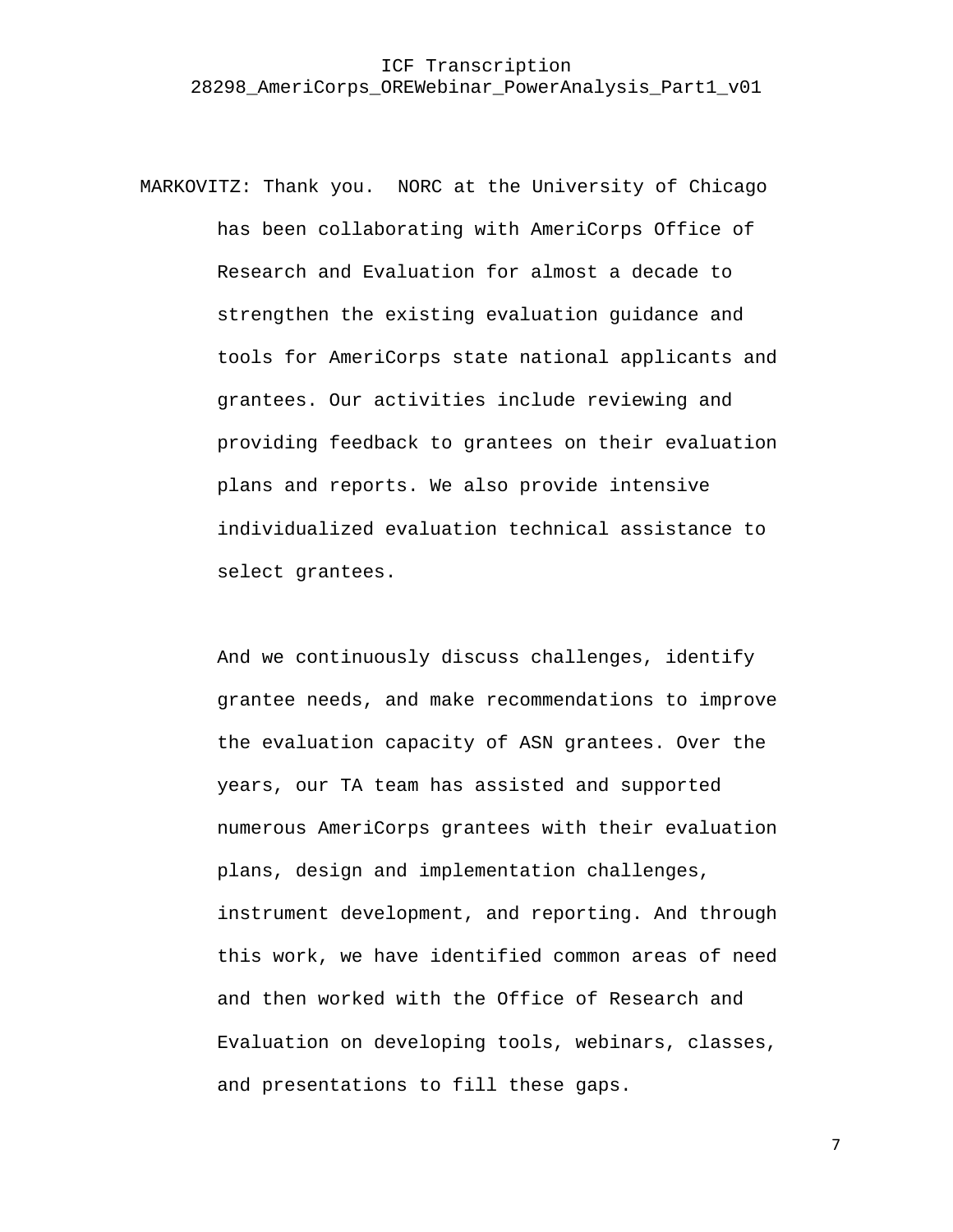MARKOVITZ: Thank you. NORC at the University of Chicago has been collaborating with AmeriCorps Office of Research and Evaluation for almost a decade to strengthen the existing evaluation guidance and tools for AmeriCorps state national applicants and grantees. Our activities include reviewing and providing feedback to grantees on their evaluation plans and reports. We also provide intensive individualized evaluation technical assistance to select grantees.

And we continuously discuss challenges, identify grantee needs, and make recommendations to improve the evaluation capacity of ASN grantees. Over the years, our TA team has assisted and supported numerous AmeriCorps grantees with their evaluation plans, design and implementation challenges, instrument development, and reporting. And through this work, we have identified common areas of need and then worked with the Office of Research and Evaluation on developing tools, webinars, classes, and presentations to fill these gaps.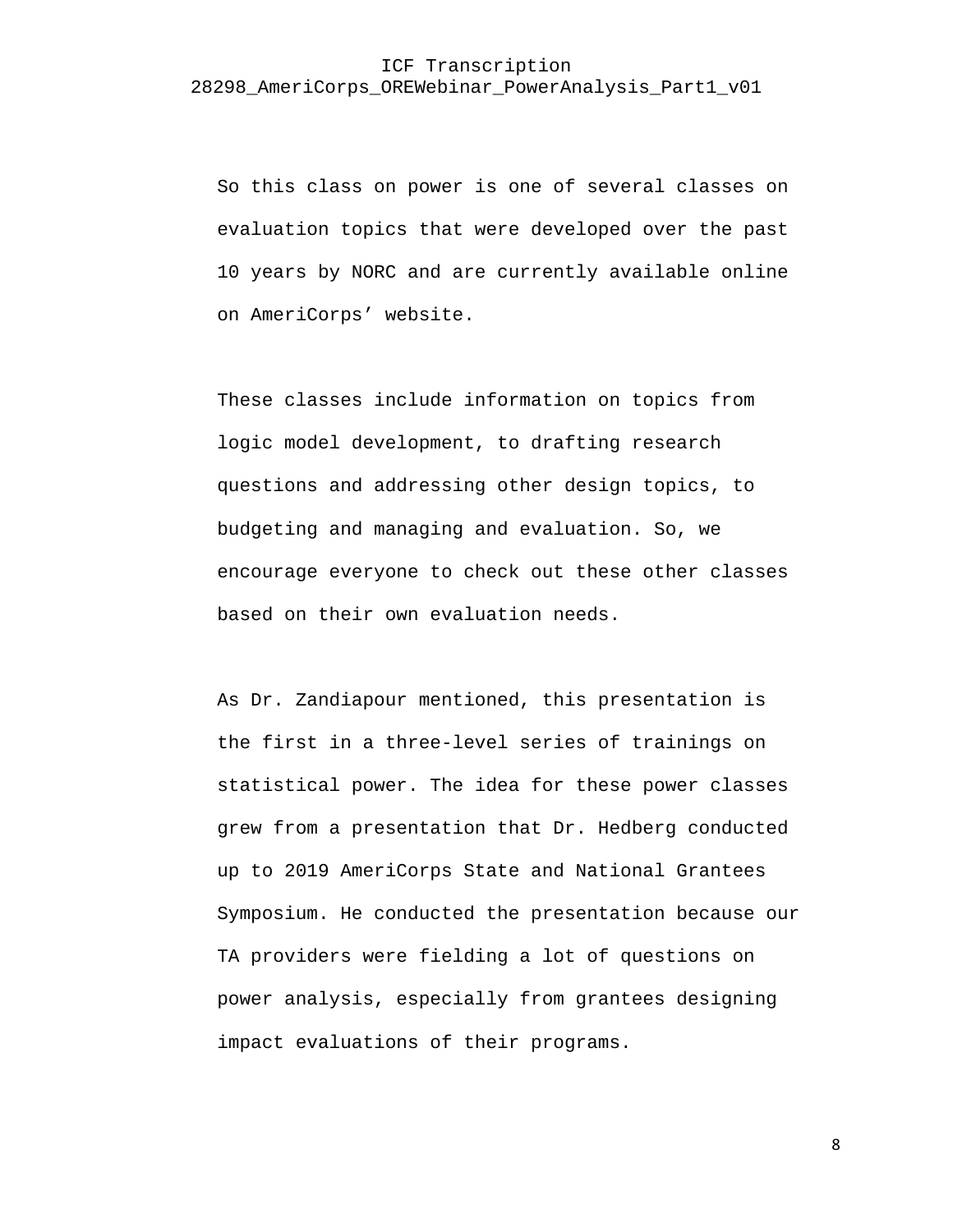So this class on power is one of several classes on evaluation topics that were developed over the past 10 years by NORC and are currently available online on AmeriCorps’ website.

These classes include information on topics from logic model development, to drafting research questions and addressing other design topics, to budgeting and managing and evaluation. So, we encourage everyone to check out these other classes based on their own evaluation needs.

As Dr. Zandiapour mentioned, this presentation is the first in a three-level series of trainings on statistical power. The idea for these power classes grew from a presentation that Dr. Hedberg conducted up to 2019 AmeriCorps State and National Grantees Symposium. He conducted the presentation because our TA providers were fielding a lot of questions on power analysis, especially from grantees designing impact evaluations of their programs.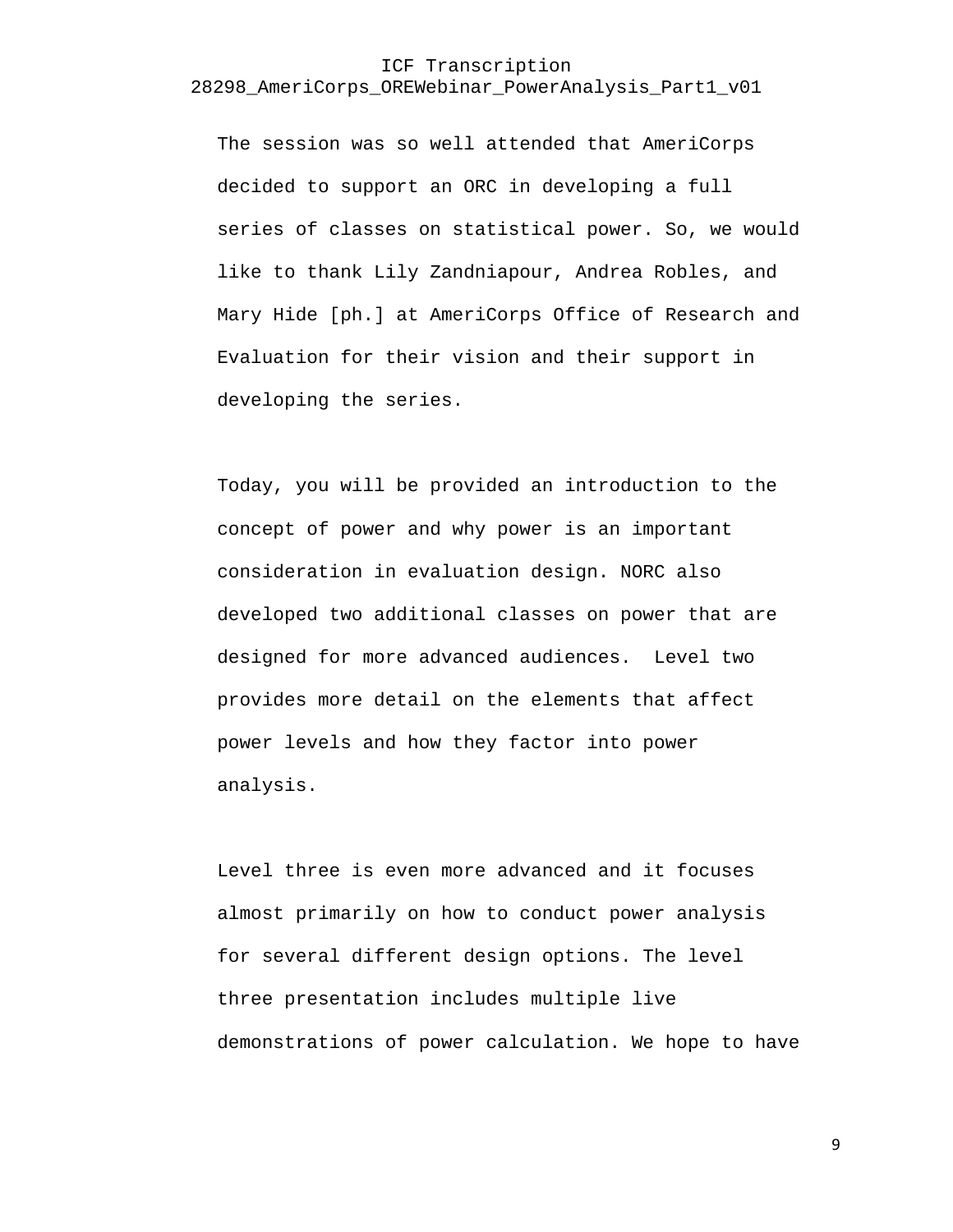The session was so well attended that AmeriCorps decided to support an ORC in developing a full series of classes on statistical power. So, we would like to thank Lily Zandniapour, Andrea Robles, and Mary Hide [ph.] at AmeriCorps Office of Research and Evaluation for their vision and their support in developing the series.

Today, you will be provided an introduction to the concept of power and why power is an important consideration in evaluation design. NORC also developed two additional classes on power that are designed for more advanced audiences.  Level two provides more detail on the elements that affect power levels and how they factor into power analysis.

Level three is even more advanced and it focuses almost primarily on how to conduct power analysis for several different design options. The level three presentation includes multiple live demonstrations of power calculation. We hope to have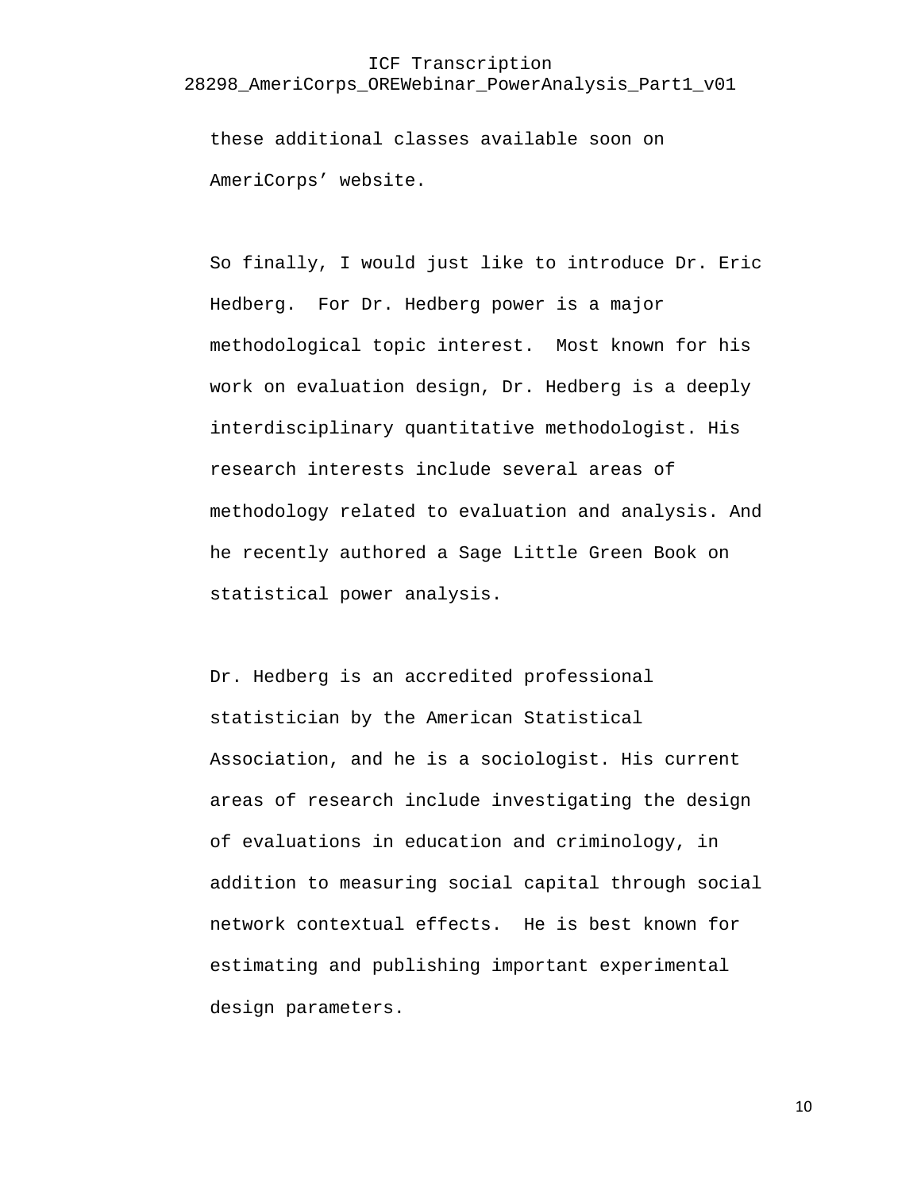these additional classes available soon on AmeriCorps' website.

So finally, I would just like to introduce Dr. Eric Hedberg. For Dr. Hedberg power is a major methodological topic interest. Most known for his work on evaluation design, Dr. Hedberg is a deeply interdisciplinary quantitative methodologist. His research interests include several areas of methodology related to evaluation and analysis. And he recently authored a Sage Little Green Book on statistical power analysis.

Dr. Hedberg is an accredited professional statistician by the American Statistical Association, and he is a sociologist. His current areas of research include investigating the design of evaluations in education and criminology, in addition to measuring social capital through social network contextual effects. He is best known for estimating and publishing important experimental design parameters.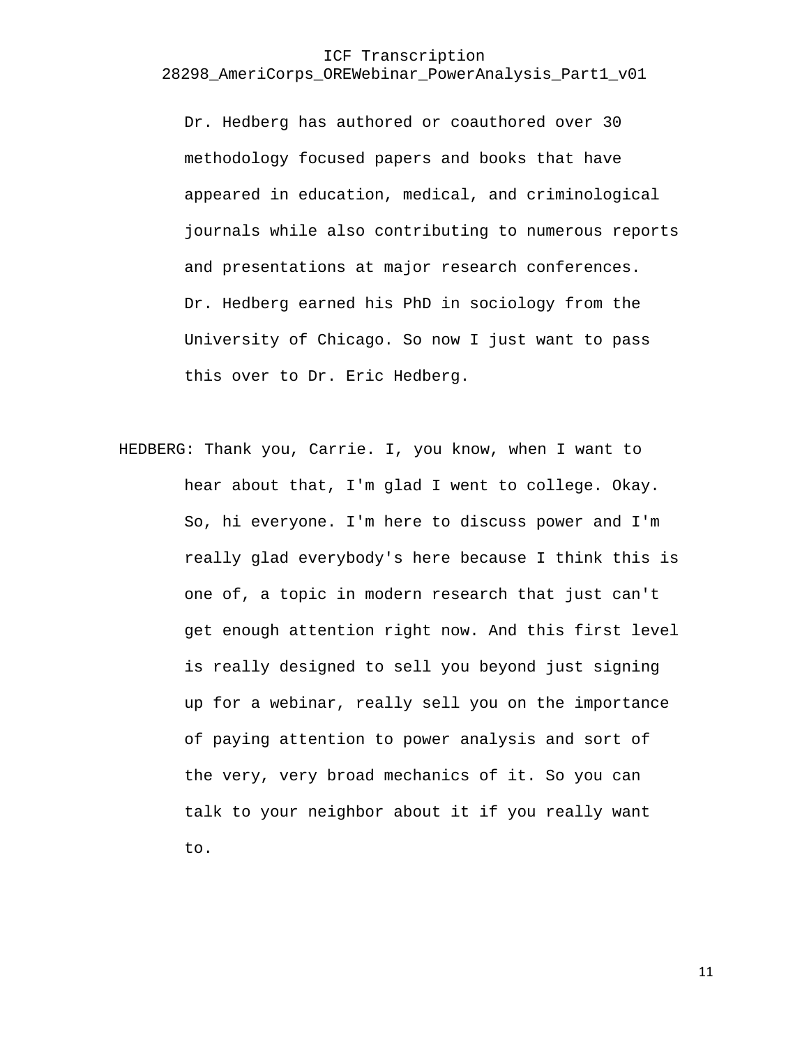Dr. Hedberg has authored or coauthored over 30 methodology focused papers and books that have appeared in education, medical, and criminological journals while also contributing to numerous reports and presentations at major research conferences. Dr. Hedberg earned his PhD in sociology from the University of Chicago. So now I just want to pass this over to Dr. Eric Hedberg.

HEDBERG: Thank you, Carrie. I, you know, when I want to hear about that, I'm glad I went to college. Okay. So, hi everyone. I'm here to discuss power and I'm really glad everybody's here because I think this is one of, a topic in modern research that just can't get enough attention right now. And this first level is really designed to sell you beyond just signing up for a webinar, really sell you on the importance of paying attention to power analysis and sort of the very, very broad mechanics of it. So you can talk to your neighbor about it if you really want to.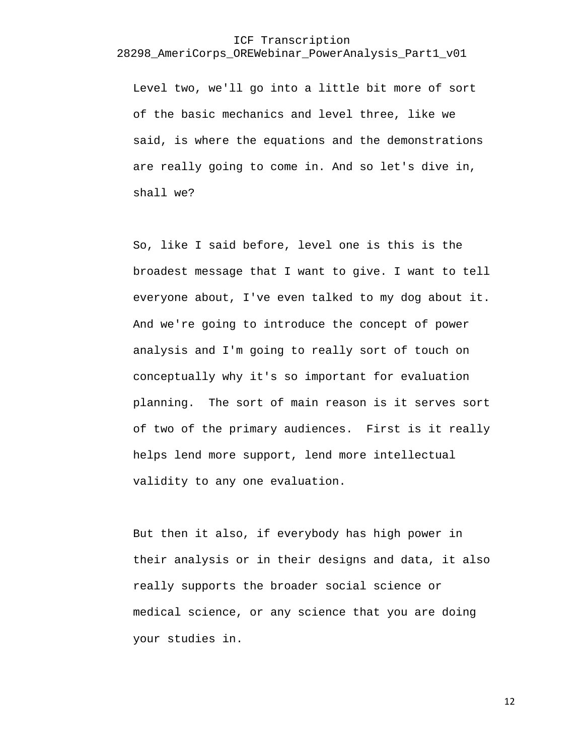Level two, we'll go into a little bit more of sort of the basic mechanics and level three, like we said, is where the equations and the demonstrations are really going to come in. And so let's dive in, shall we?

So, like I said before, level one is this is the broadest message that I want to give. I want to tell everyone about, I've even talked to my dog about it. And we're going to introduce the concept of power analysis and I'm going to really sort of touch on conceptually why it's so important for evaluation planning.  The sort of main reason is it serves sort of two of the primary audiences.  First is it really helps lend more support, lend more intellectual validity to any one evaluation.

But then it also, if everybody has high power in their analysis or in their designs and data, it also really supports the broader social science or medical science, or any science that you are doing your studies in.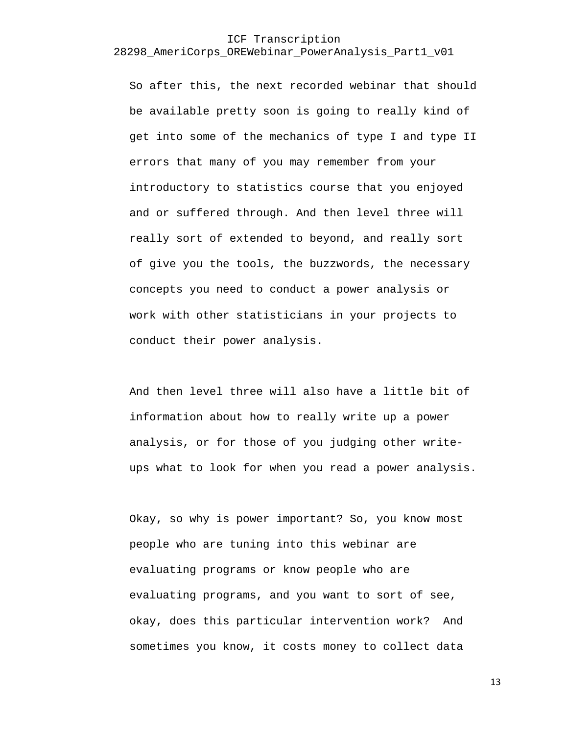So after this, the next recorded webinar that should be available pretty soon is going to really kind of get into some of the mechanics of type I and type II errors that many of you may remember from your introductory to statistics course that you enjoyed and or suffered through. And then level three will really sort of extended to beyond, and really sort of give you the tools, the buzzwords, the necessary concepts you need to conduct a power analysis or work with other statisticians in your projects to conduct their power analysis.

And then level three will also have a little bit of information about how to really write up a power analysis, or for those of you judging other write-ups what to look for when you read a power analysis.

Okay, so why is power important? So, you know most people who are tuning into this webinar are evaluating programs or know people who are evaluating programs, and you want to sort of see, okay, does this particular intervention work? And sometimes you know, it costs money to collect data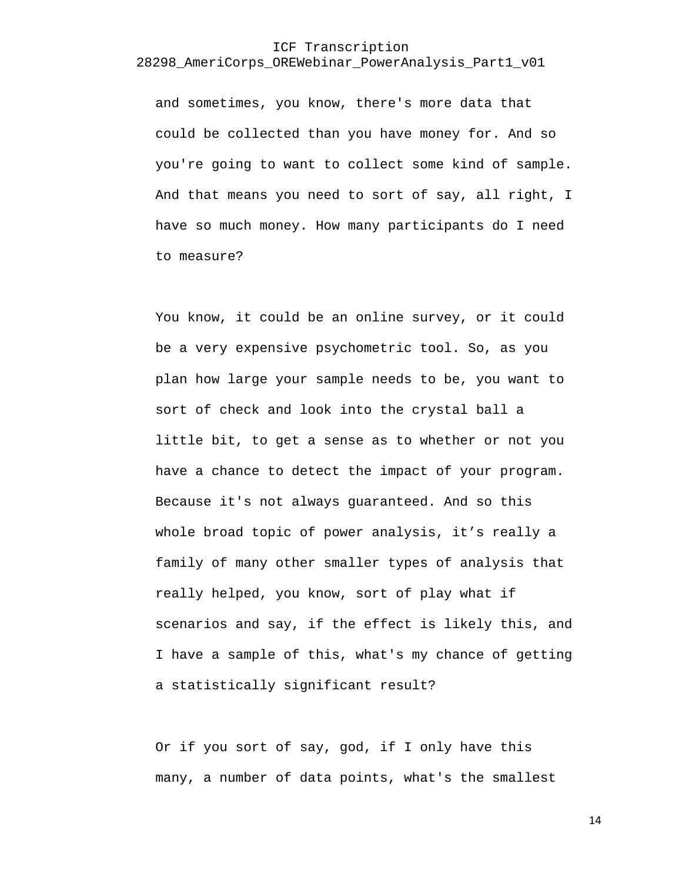and sometimes, you know, there's more data that could be collected than you have money for. And so you're going to want to collect some kind of sample. And that means you need to sort of say, all right, I have so much money. How many participants do I need to measure?

You know, it could be an online survey, or it could be a very expensive psychometric tool. So, as you plan how large your sample needs to be, you want to sort of check and look into the crystal ball a little bit, to get a sense as to whether or not you have a chance to detect the impact of your program. Because it's not always guaranteed. And so this whole broad topic of power analysis, it’s really a family of many other smaller types of analysis that really helped, you know, sort of play what if scenarios and say, if the effect is likely this, and I have a sample of this, what's my chance of getting a statistically significant result?

Or if you sort of say, god, if I only have this many, a number of data points, what's the smallest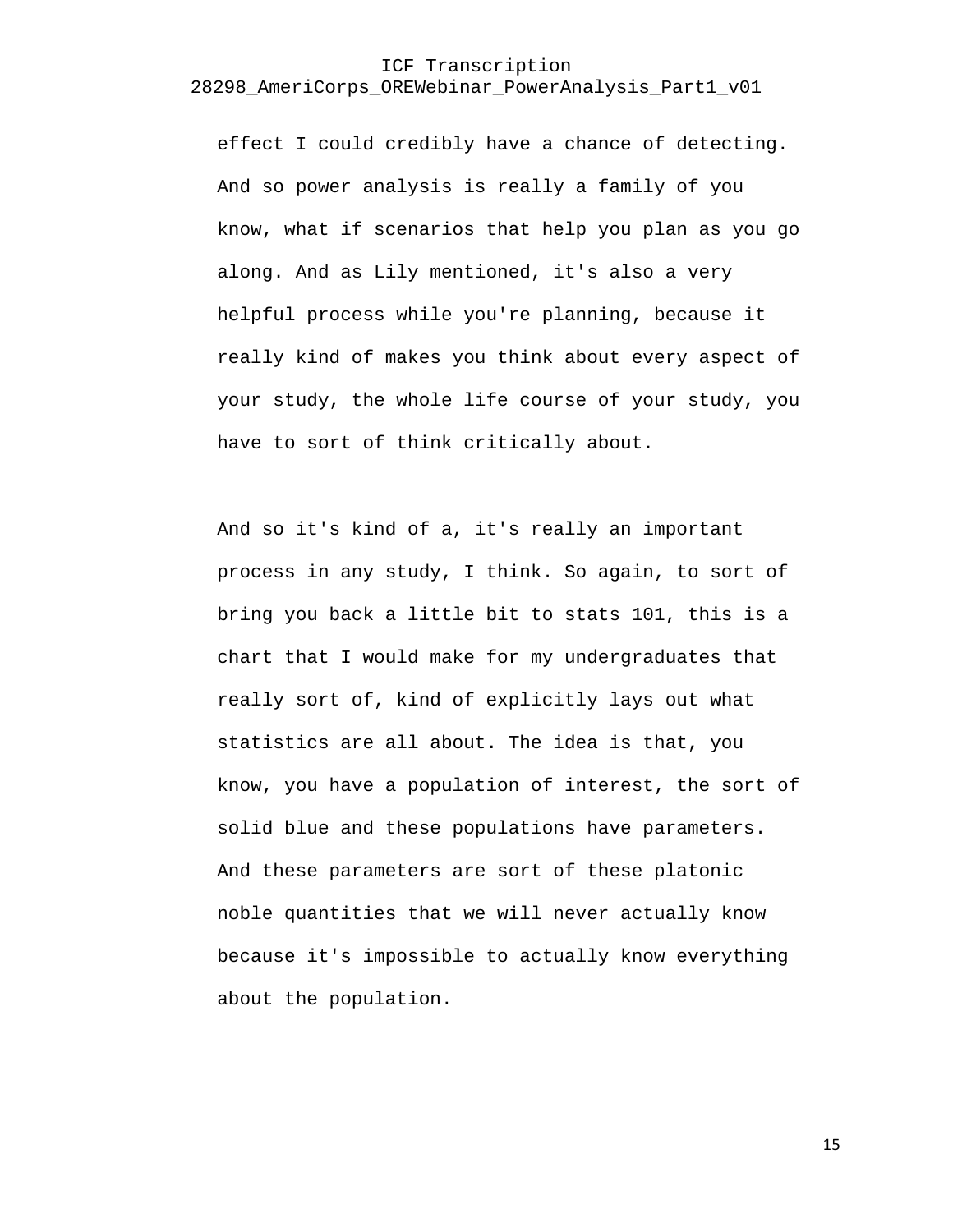effect I could credibly have a chance of detecting. And so power analysis is really a family of you know, what if scenarios that help you plan as you go along. And as Lily mentioned, it's also a very helpful process while you're planning, because it really kind of makes you think about every aspect of your study, the whole life course of your study, you have to sort of think critically about.

And so it's kind of a, it's really an important process in any study, I think. So again, to sort of bring you back a little bit to stats 101, this is a chart that I would make for my undergraduates that really sort of, kind of explicitly lays out what statistics are all about. The idea is that, you know, you have a population of interest, the sort of solid blue and these populations have parameters. And these parameters are sort of these platonic noble quantities that we will never actually know because it's impossible to actually know everything about the population.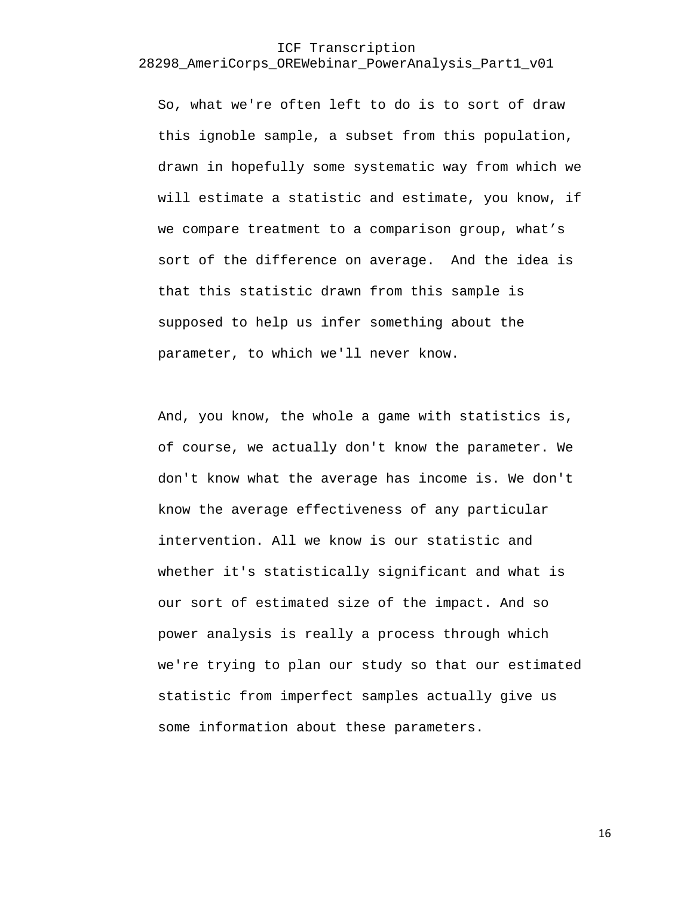So, what we're often left to do is to sort of draw this ignoble sample, a subset from this population, drawn in hopefully some systematic way from which we will estimate a statistic and estimate, you know, if we compare treatment to a comparison group, what’s sort of the difference on average.  And the idea is that this statistic drawn from this sample is supposed to help us infer something about the parameter, to which we'll never know.

And, you know, the whole a game with statistics is, of course, we actually don't know the parameter. We don't know what the average has income is. We don't know the average effectiveness of any particular intervention. All we know is our statistic and whether it's statistically significant and what is our sort of estimated size of the impact. And so power analysis is really a process through which we're trying to plan our study so that our estimated statistic from imperfect samples actually give us some information about these parameters.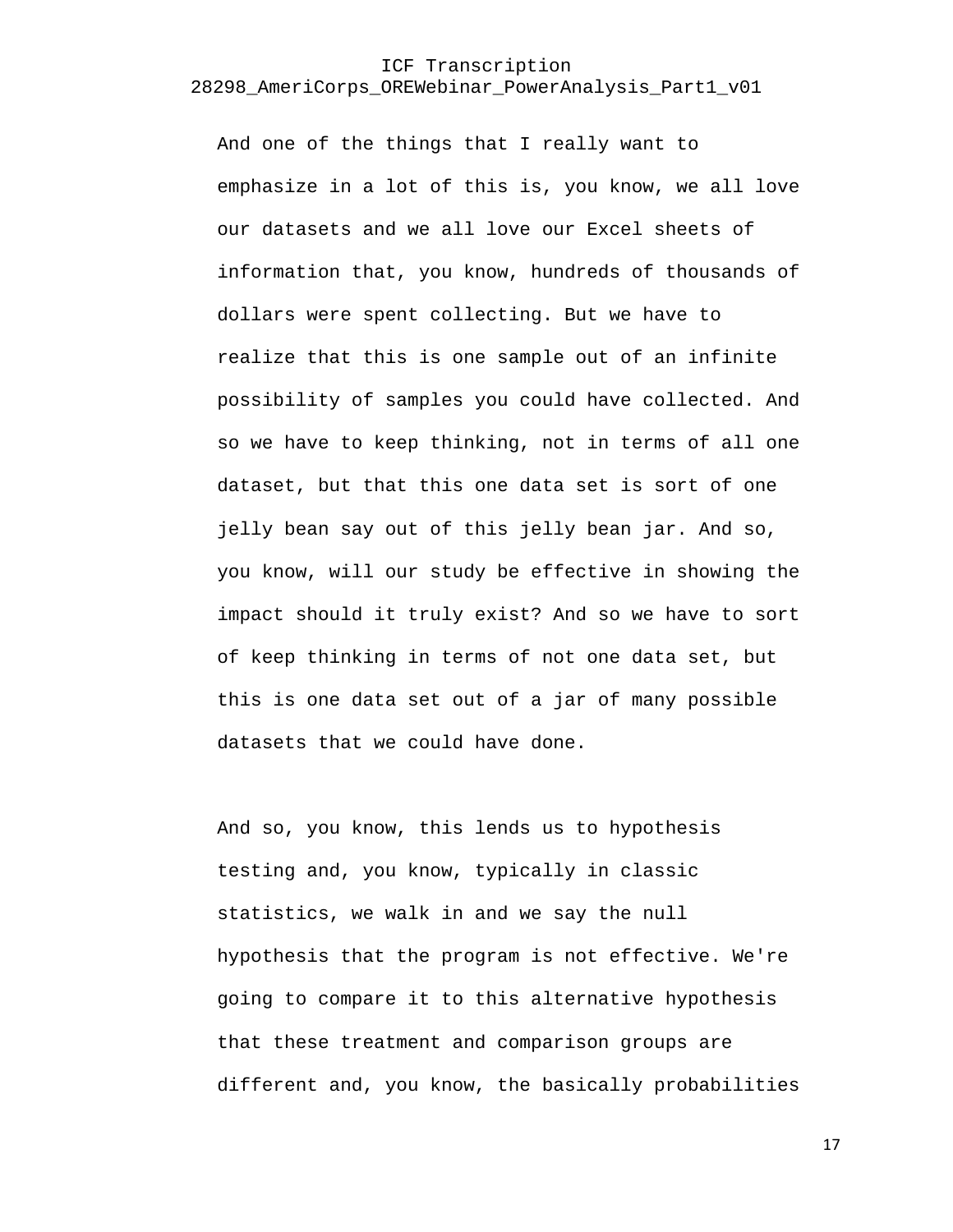And one of the things that I really want to emphasize in a lot of this is, you know, we all love our datasets and we all love our Excel sheets of information that, you know, hundreds of thousands of dollars were spent collecting. But we have to realize that this is one sample out of an infinite possibility of samples you could have collected. And so we have to keep thinking, not in terms of all one dataset, but that this one data set is sort of one jelly bean say out of this jelly bean jar. And so, you know, will our study be effective in showing the impact should it truly exist? And so we have to sort of keep thinking in terms of not one data set, but this is one data set out of a jar of many possible datasets that we could have done.

And so, you know, this lends us to hypothesis testing and, you know, typically in classic statistics, we walk in and we say the null hypothesis that the program is not effective. We're going to compare it to this alternative hypothesis that these treatment and comparison groups are different and, you know, the basically probabilities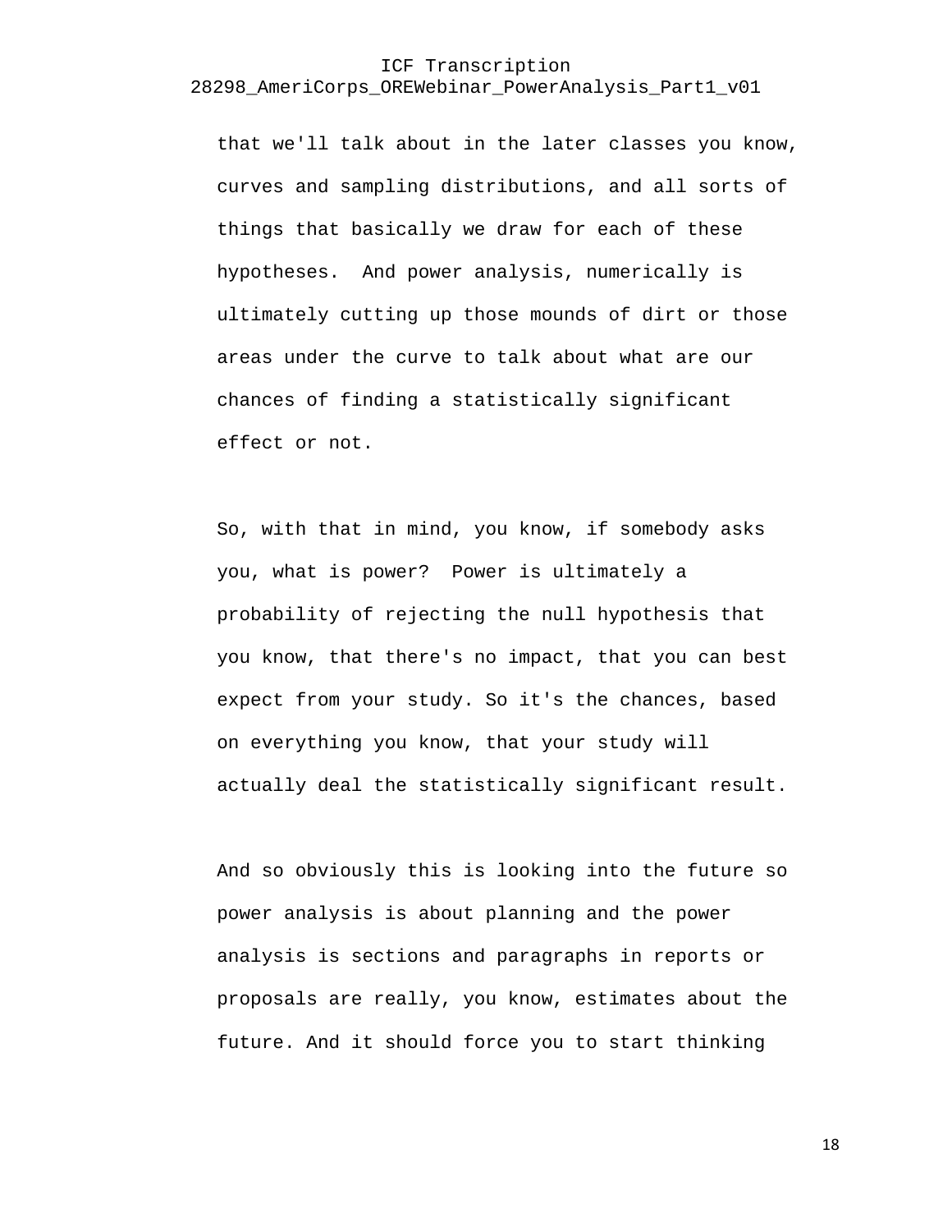that we'll talk about in the later classes you know, curves and sampling distributions, and all sorts of things that basically we draw for each of these hypotheses. And power analysis, numerically is ultimately cutting up those mounds of dirt or those areas under the curve to talk about what are our chances of finding a statistically significant effect or not.

So, with that in mind, you know, if somebody asks you, what is power? Power is ultimately a probability of rejecting the null hypothesis that you know, that there's no impact, that you can best expect from your study. So it's the chances, based on everything you know, that your study will actually deal the statistically significant result.

And so obviously this is looking into the future so power analysis is about planning and the power analysis is sections and paragraphs in reports or proposals are really, you know, estimates about the future. And it should force you to start thinking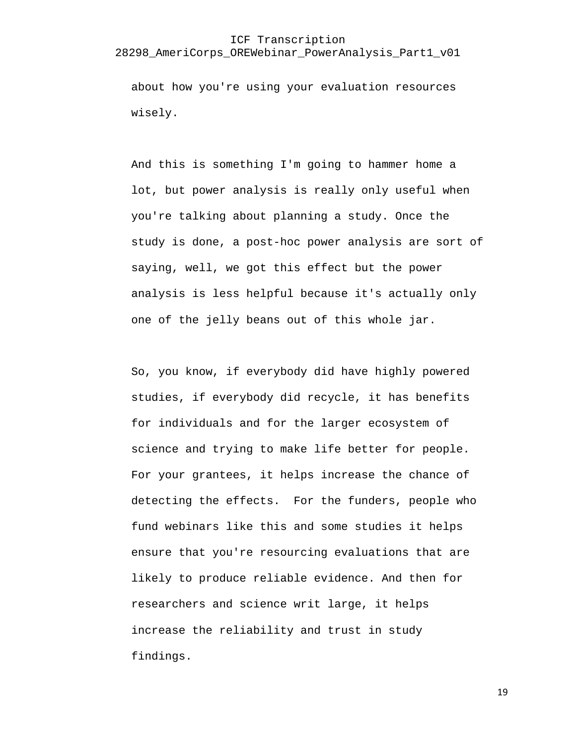about how you're using your evaluation resources wisely.

And this is something I'm going to hammer home a lot, but power analysis is really only useful when you're talking about planning a study. Once the study is done, a post-hoc power analysis are sort of saying, well, we got this effect but the power analysis is less helpful because it's actually only one of the jelly beans out of this whole jar.

So, you know, if everybody did have highly powered studies, if everybody did recycle, it has benefits for individuals and for the larger ecosystem of science and trying to make life better for people. For your grantees, it helps increase the chance of detecting the effects. For the funders, people who fund webinars like this and some studies it helps ensure that you're resourcing evaluations that are likely to produce reliable evidence. And then for researchers and science writ large, it helps increase the reliability and trust in study findings.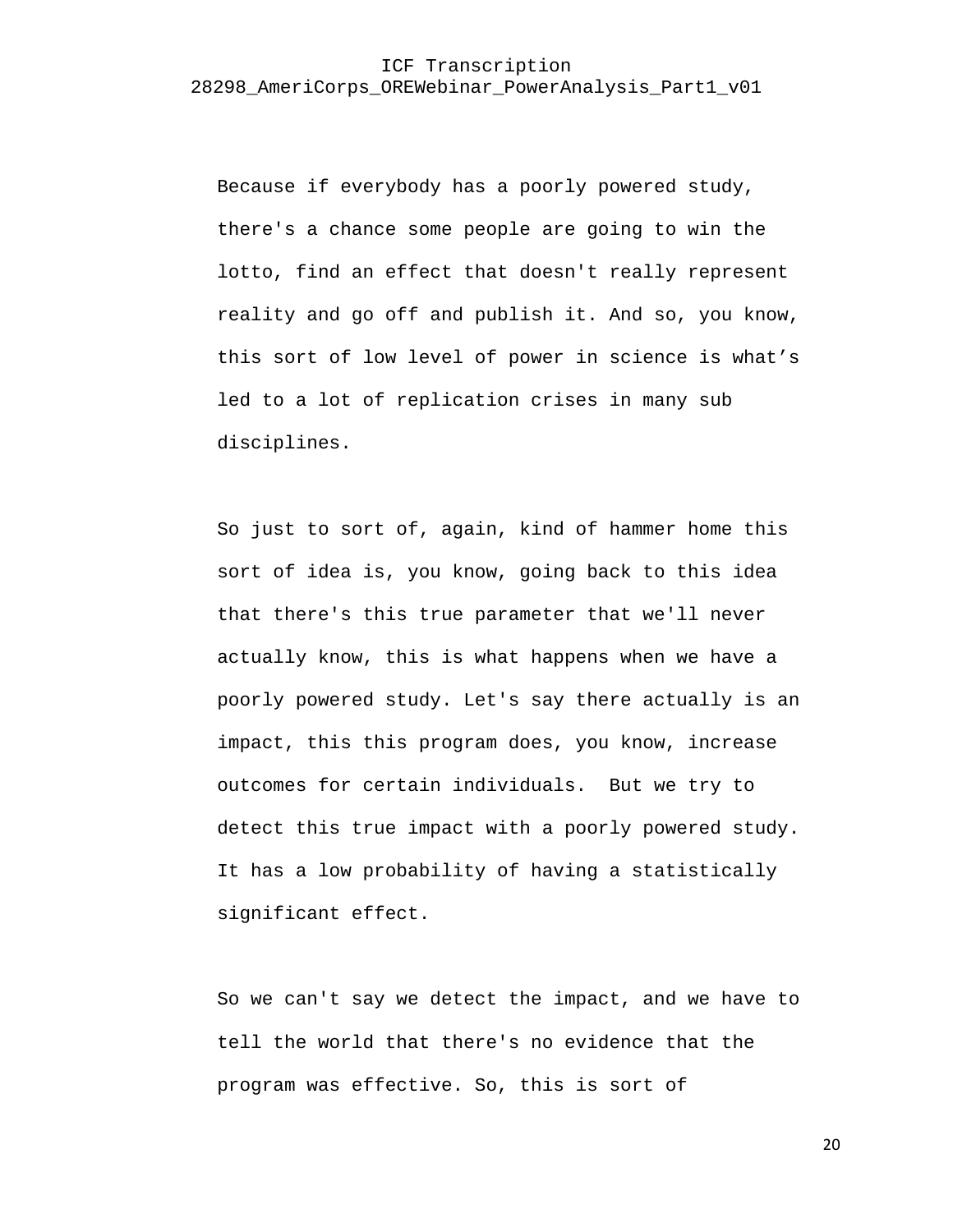Because if everybody has a poorly powered study, there's a chance some people are going to win the lotto, find an effect that doesn't really represent reality and go off and publish it. And so, you know, this sort of low level of power in science is what’s led to a lot of replication crises in many sub disciplines.

So just to sort of, again, kind of hammer home this sort of idea is, you know, going back to this idea that there's this true parameter that we'll never actually know, this is what happens when we have a poorly powered study. Let's say there actually is an impact, this this program does, you know, increase outcomes for certain individuals.  But we try to detect this true impact with a poorly powered study. It has a low probability of having a statistically significant effect.

So we can't say we detect the impact, and we have to tell the world that there's no evidence that the program was effective. So, this is sort of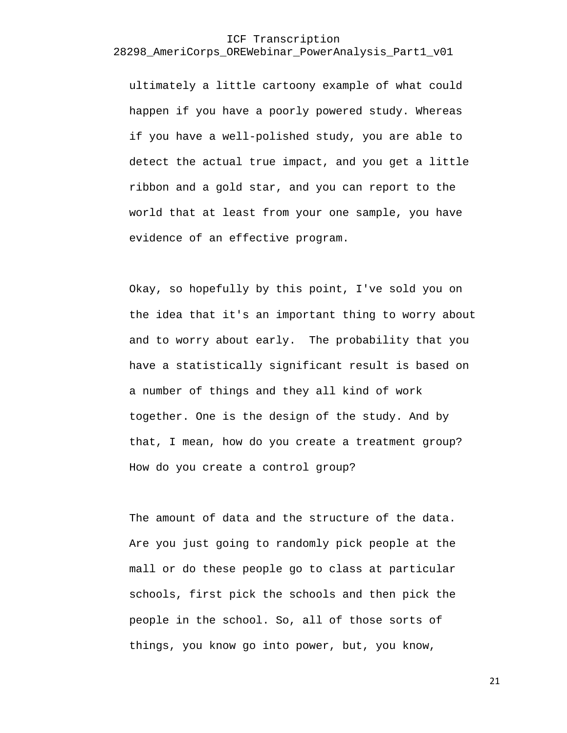ultimately a little cartoony example of what could happen if you have a poorly powered study. Whereas if you have a well-polished study, you are able to detect the actual true impact, and you get a little ribbon and a gold star, and you can report to the world that at least from your one sample, you have evidence of an effective program.

Okay, so hopefully by this point, I've sold you on the idea that it's an important thing to worry about and to worry about early.  The probability that you have a statistically significant result is based on a number of things and they all kind of work together. One is the design of the study. And by that, I mean, how do you create a treatment group? How do you create a control group?

The amount of data and the structure of the data. Are you just going to randomly pick people at the mall or do these people go to class at particular schools, first pick the schools and then pick the people in the school. So, all of those sorts of things, you know go into power, but, you know,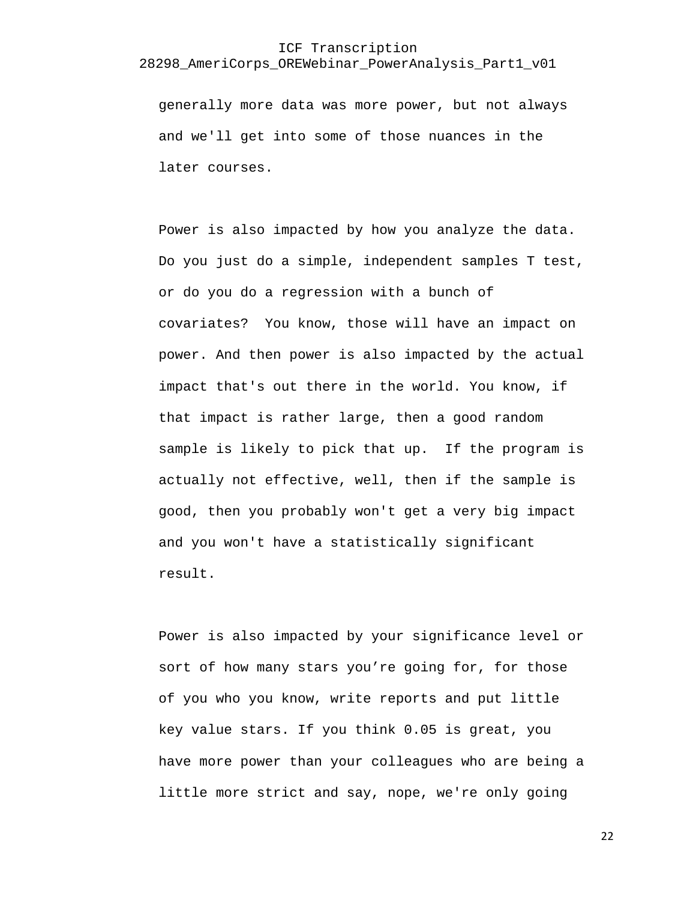generally more data was more power, but not always and we'll get into some of those nuances in the later courses.

Power is also impacted by how you analyze the data. Do you just do a simple, independent samples T test, or do you do a regression with a bunch of covariates? You know, those will have an impact on power. And then power is also impacted by the actual impact that's out there in the world. You know, if that impact is rather large, then a good random sample is likely to pick that up. If the program is actually not effective, well, then if the sample is good, then you probably won't get a very big impact and you won't have a statistically significant result.

Power is also impacted by your significance level or sort of how many stars you're going for, for those of you who you know, write reports and put little key value stars. If you think 0.05 is great, you have more power than your colleagues who are being a little more strict and say, nope, we're only going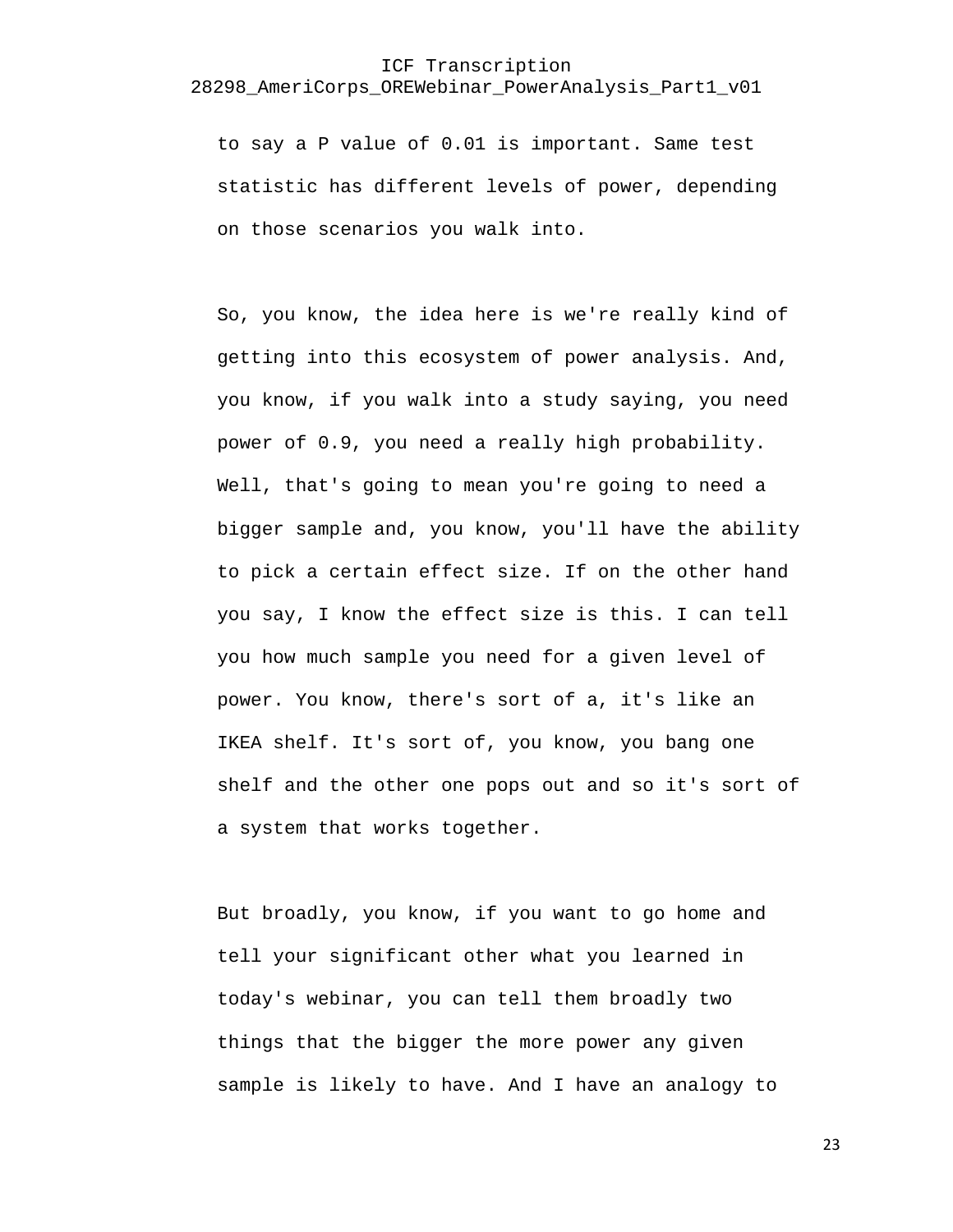to say a P value of 0.01 is important. Same test statistic has different levels of power, depending on those scenarios you walk into.

So, you know, the idea here is we're really kind of getting into this ecosystem of power analysis. And, you know, if you walk into a study saying, you need power of 0.9, you need a really high probability. Well, that's going to mean you're going to need a bigger sample and, you know, you'll have the ability to pick a certain effect size. If on the other hand you say, I know the effect size is this. I can tell you how much sample you need for a given level of power. You know, there's sort of a, it's like an IKEA shelf. It's sort of, you know, you bang one shelf and the other one pops out and so it's sort of a system that works together.

But broadly, you know, if you want to go home and tell your significant other what you learned in today's webinar, you can tell them broadly two things that the bigger the more power any given sample is likely to have. And I have an analogy to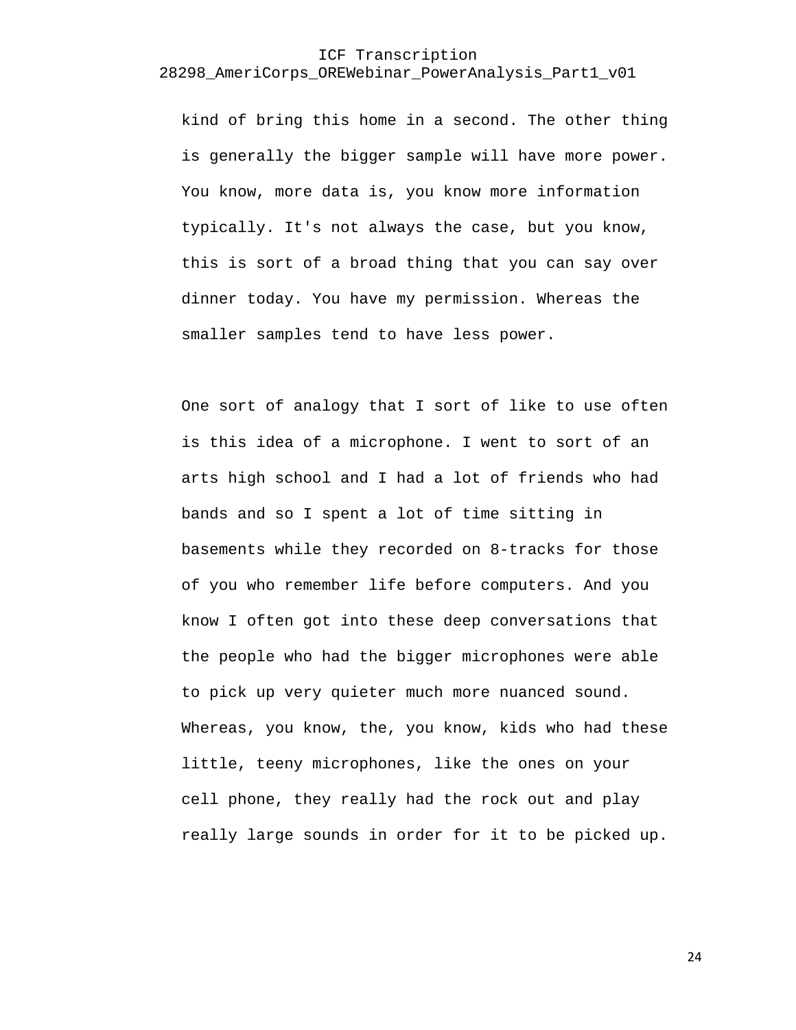kind of bring this home in a second. The other thing is generally the bigger sample will have more power. You know, more data is, you know more information typically. It's not always the case, but you know, this is sort of a broad thing that you can say over dinner today. You have my permission. Whereas the smaller samples tend to have less power.

One sort of analogy that I sort of like to use often is this idea of a microphone. I went to sort of an arts high school and I had a lot of friends who had bands and so I spent a lot of time sitting in basements while they recorded on 8-tracks for those of you who remember life before computers. And you know I often got into these deep conversations that the people who had the bigger microphones were able to pick up very quieter much more nuanced sound. Whereas, you know, the, you know, kids who had these little, teeny microphones, like the ones on your cell phone, they really had the rock out and play really large sounds in order for it to be picked up.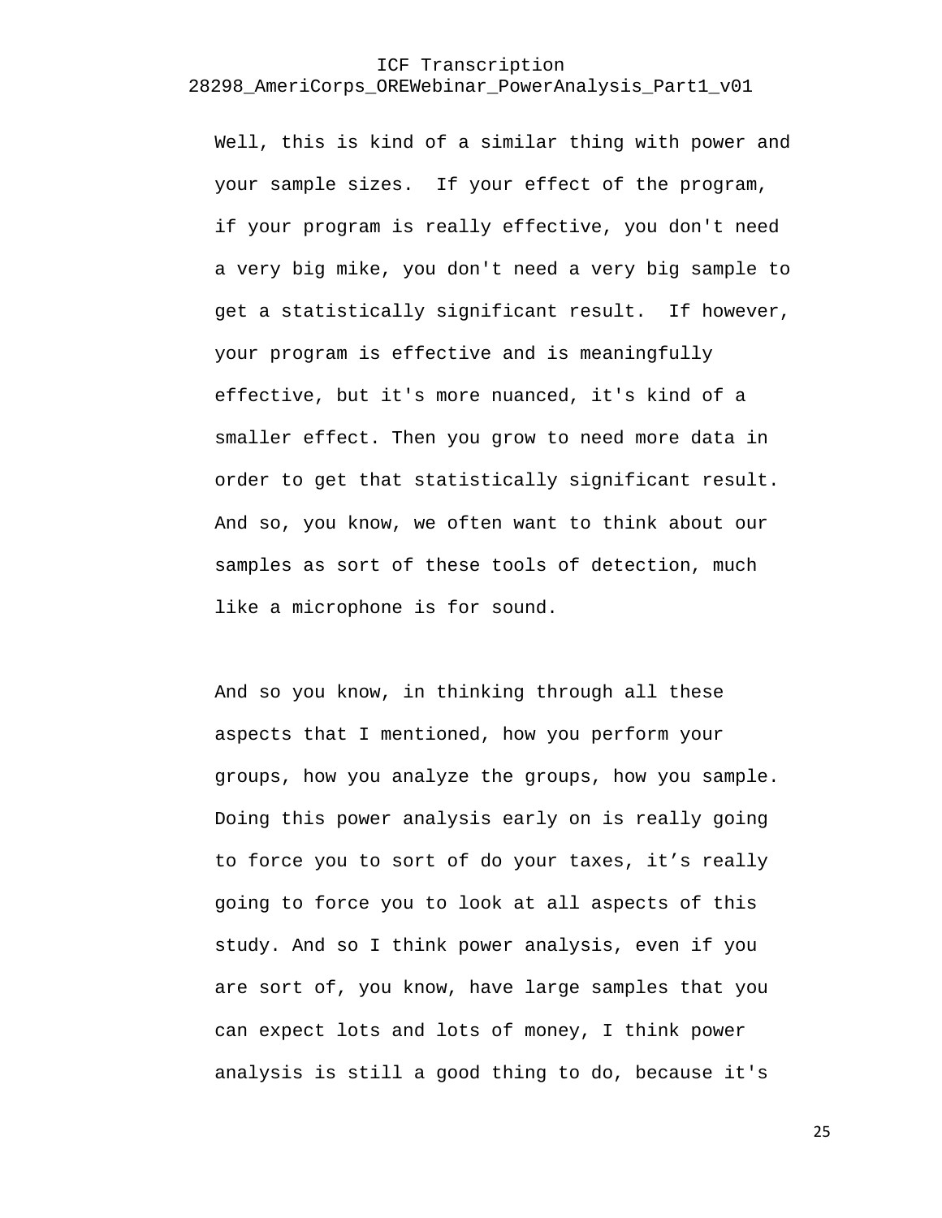Well, this is kind of a similar thing with power and your sample sizes. If your effect of the program, if your program is really effective, you don't need a very big mike, you don't need a very big sample to get a statistically significant result. If however, your program is effective and is meaningfully effective, but it's more nuanced, it's kind of a smaller effect. Then you grow to need more data in order to get that statistically significant result. And so, you know, we often want to think about our samples as sort of these tools of detection, much like a microphone is for sound.

And so you know, in thinking through all these aspects that I mentioned, how you perform your groups, how you analyze the groups, how you sample. Doing this power analysis early on is really going to force you to sort of do your taxes, it’s really going to force you to look at all aspects of this study. And so I think power analysis, even if you are sort of, you know, have large samples that you can expect lots and lots of money, I think power analysis is still a good thing to do, because it's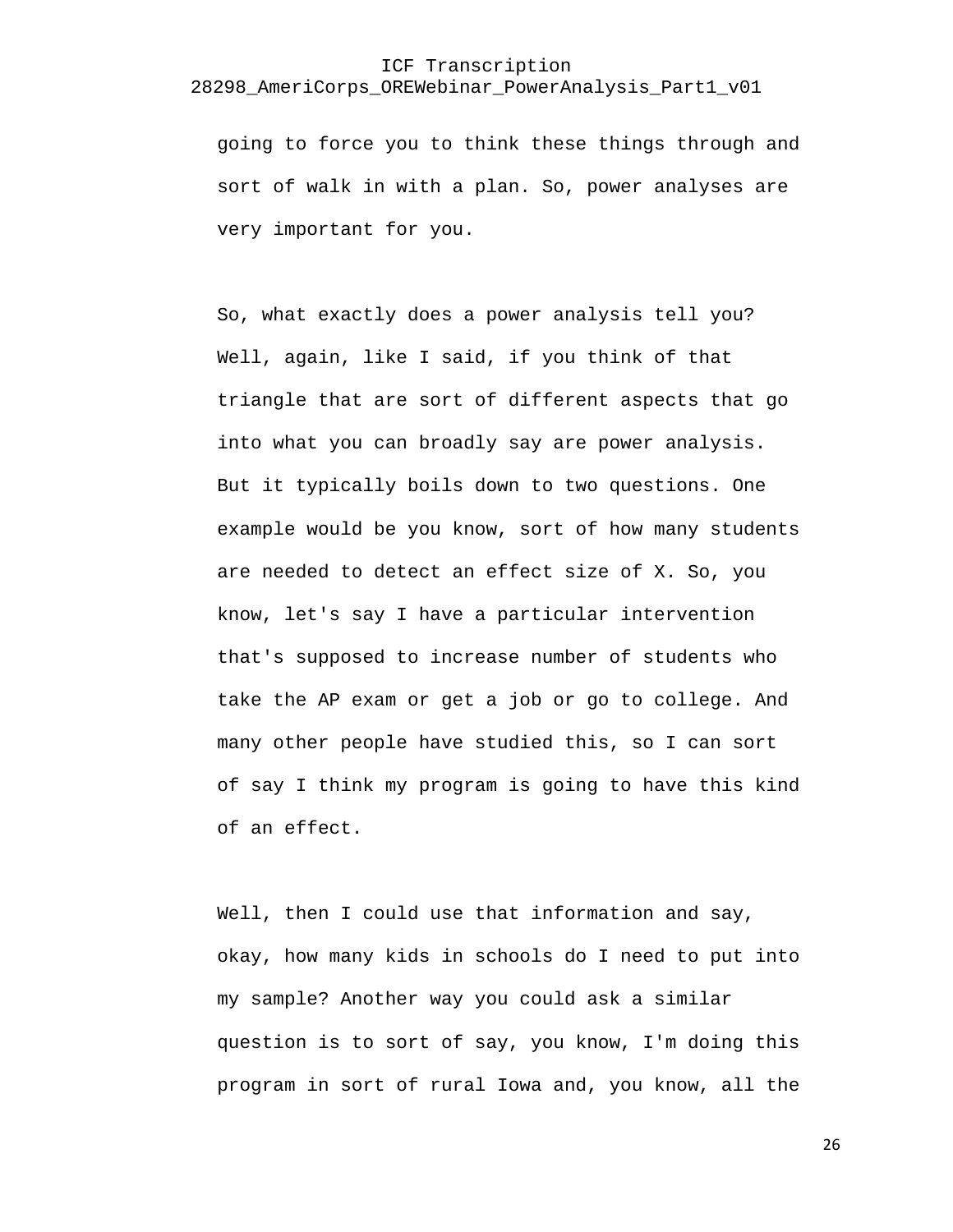going to force you to think these things through and sort of walk in with a plan. So, power analyses are very important for you.

So, what exactly does a power analysis tell you? Well, again, like I said, if you think of that triangle that are sort of different aspects that go into what you can broadly say are power analysis. But it typically boils down to two questions. One example would be you know, sort of how many students are needed to detect an effect size of X. So, you know, let's say I have a particular intervention that's supposed to increase number of students who take the AP exam or get a job or go to college. And many other people have studied this, so I can sort of say I think my program is going to have this kind of an effect.

Well, then I could use that information and say, okay, how many kids in schools do I need to put into my sample? Another way you could ask a similar question is to sort of say, you know, I'm doing this program in sort of rural Iowa and, you know, all the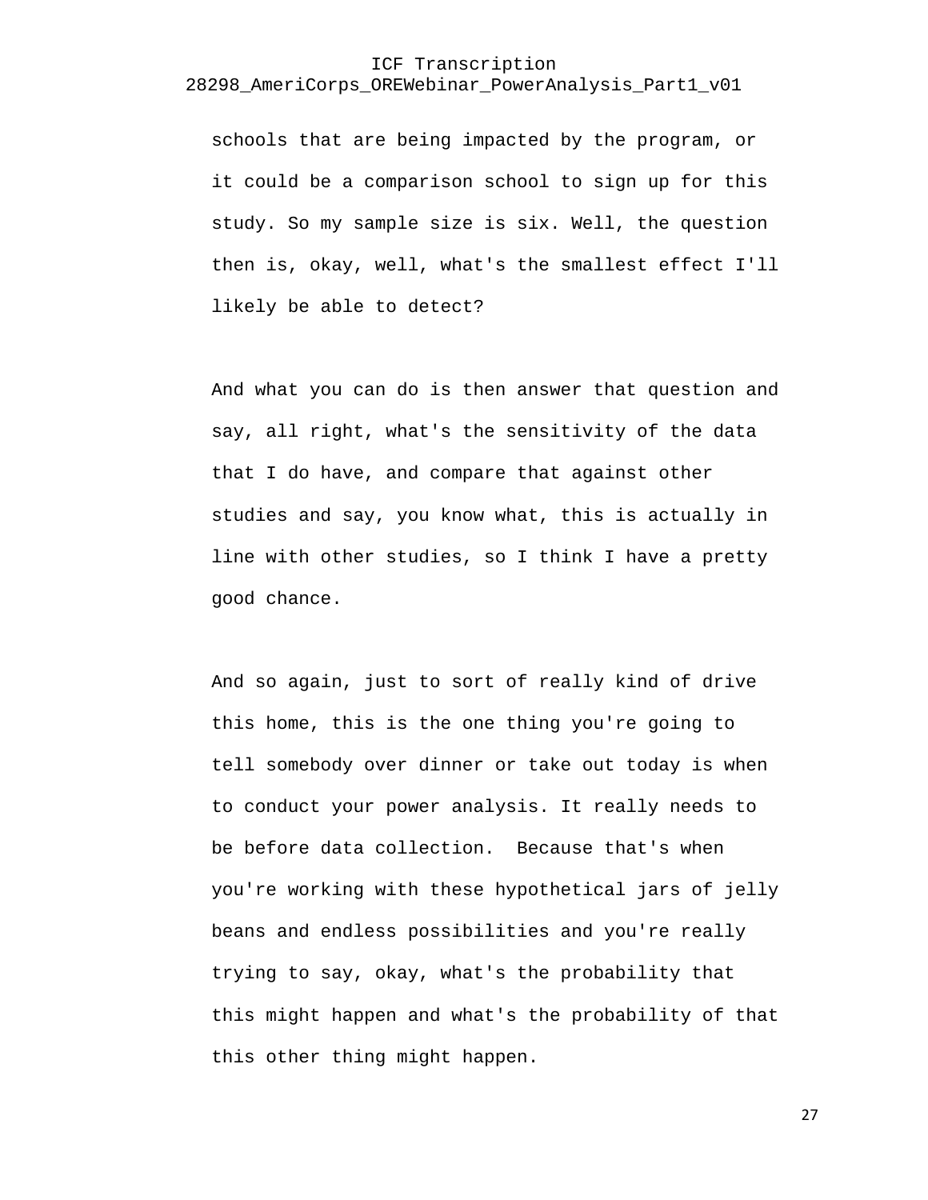schools that are being impacted by the program, or it could be a comparison school to sign up for this study. So my sample size is six. Well, the question then is, okay, well, what's the smallest effect I'll likely be able to detect?

And what you can do is then answer that question and say, all right, what's the sensitivity of the data that I do have, and compare that against other studies and say, you know what, this is actually in line with other studies, so I think I have a pretty good chance.

And so again, just to sort of really kind of drive this home, this is the one thing you're going to tell somebody over dinner or take out today is when to conduct your power analysis. It really needs to be before data collection. Because that's when you're working with these hypothetical jars of jelly beans and endless possibilities and you're really trying to say, okay, what's the probability that this might happen and what's the probability of that this other thing might happen.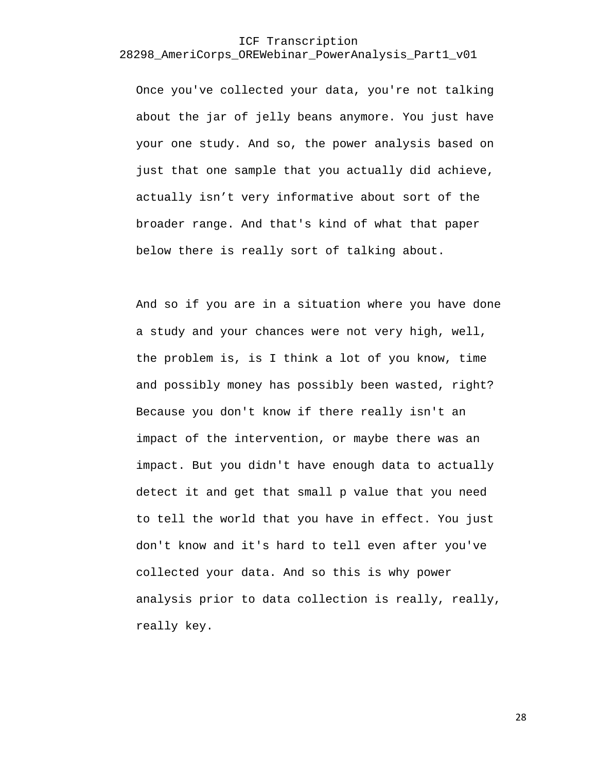Once you've collected your data, you're not talking about the jar of jelly beans anymore. You just have your one study. And so, the power analysis based on just that one sample that you actually did achieve, actually isn’t very informative about sort of the broader range. And that's kind of what that paper below there is really sort of talking about.

And so if you are in a situation where you have done a study and your chances were not very high, well, the problem is, is I think a lot of you know, time and possibly money has possibly been wasted, right? Because you don't know if there really isn't an impact of the intervention, or maybe there was an impact. But you didn't have enough data to actually detect it and get that small p value that you need to tell the world that you have in effect. You just don't know and it's hard to tell even after you've collected your data. And so this is why power analysis prior to data collection is really, really, really key.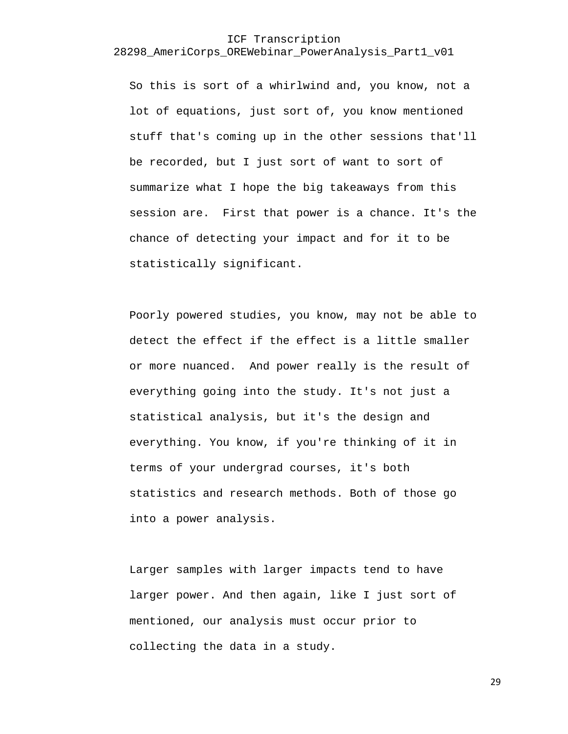So this is sort of a whirlwind and, you know, not a lot of equations, just sort of, you know mentioned stuff that's coming up in the other sessions that'll be recorded, but I just sort of want to sort of summarize what I hope the big takeaways from this session are. First that power is a chance. It's the chance of detecting your impact and for it to be statistically significant.

Poorly powered studies, you know, may not be able to detect the effect if the effect is a little smaller or more nuanced. And power really is the result of everything going into the study. It's not just a statistical analysis, but it's the design and everything. You know, if you're thinking of it in terms of your undergrad courses, it's both statistics and research methods. Both of those go into a power analysis.

Larger samples with larger impacts tend to have larger power. And then again, like I just sort of mentioned, our analysis must occur prior to collecting the data in a study.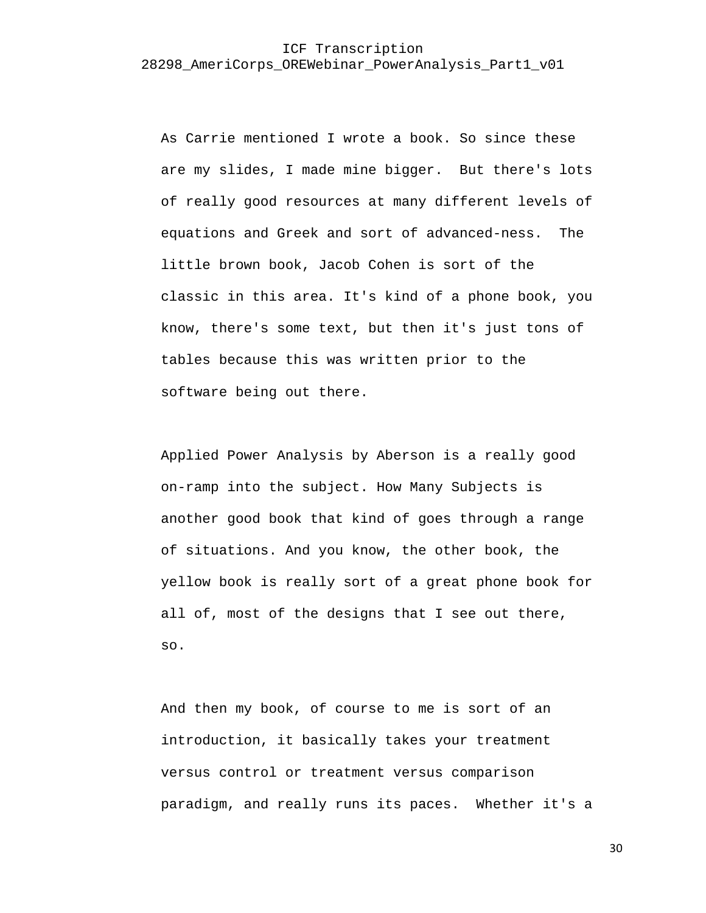As Carrie mentioned I wrote a book. So since these are my slides, I made mine bigger.  But there's lots of really good resources at many different levels of equations and Greek and sort of advanced-ness.  The little brown book, Jacob Cohen is sort of the classic in this area. It's kind of a phone book, you know, there's some text, but then it's just tons of tables because this was written prior to the software being out there.

Applied Power Analysis by Aberson is a really good on-ramp into the subject. How Many Subjects is another good book that kind of goes through a range of situations. And you know, the other book, the yellow book is really sort of a great phone book for all of, most of the designs that I see out there, so.

And then my book, of course to me is sort of an introduction, it basically takes your treatment versus control or treatment versus comparison paradigm, and really runs its paces.  Whether it's a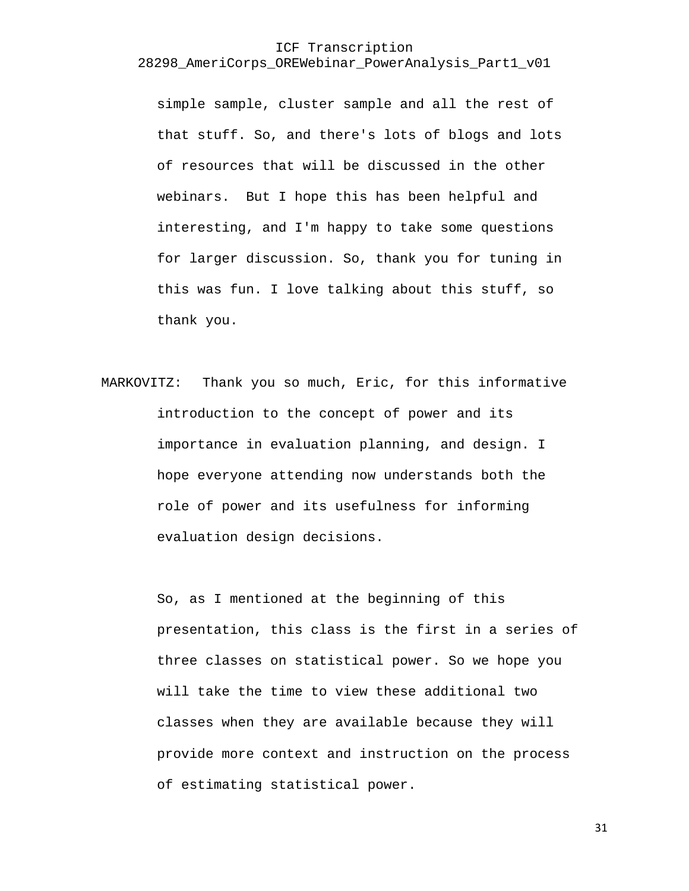simple sample, cluster sample and all the rest of that stuff. So, and there's lots of blogs and lots of resources that will be discussed in the other webinars.  But I hope this has been helpful and interesting, and I'm happy to take some questions for larger discussion. So, thank you for tuning in this was fun. I love talking about this stuff, so thank you.

MARKOVITZ:  Thank you so much, Eric, for this informative introduction to the concept of power and its importance in evaluation planning, and design. I hope everyone attending now understands both the role of power and its usefulness for informing evaluation design decisions.

So, as I mentioned at the beginning of this presentation, this class is the first in a series of three classes on statistical power. So we hope you will take the time to view these additional two classes when they are available because they will provide more context and instruction on the process of estimating statistical power.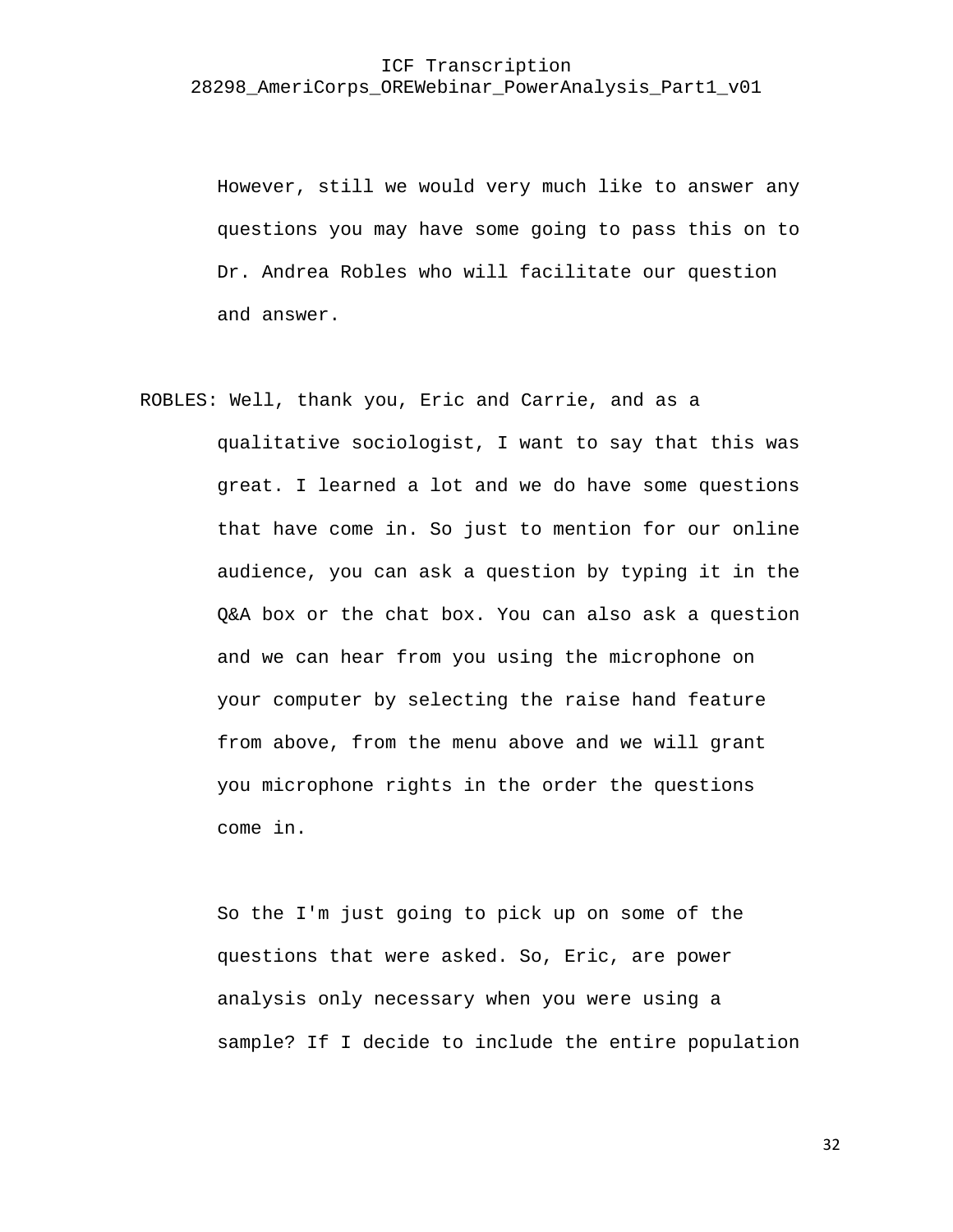However, still we would very much like to answer any questions you may have some going to pass this on to Dr. Andrea Robles who will facilitate our question and answer.

ROBLES: Well, thank you, Eric and Carrie, and as a qualitative sociologist, I want to say that this was great. I learned a lot and we do have some questions that have come in. So just to mention for our online audience, you can ask a question by typing it in the Q&A box or the chat box. You can also ask a question and we can hear from you using the microphone on your computer by selecting the raise hand feature from above, from the menu above and we will grant you microphone rights in the order the questions come in.

So the I'm just going to pick up on some of the questions that were asked. So, Eric, are power analysis only necessary when you were using a sample? If I decide to include the entire population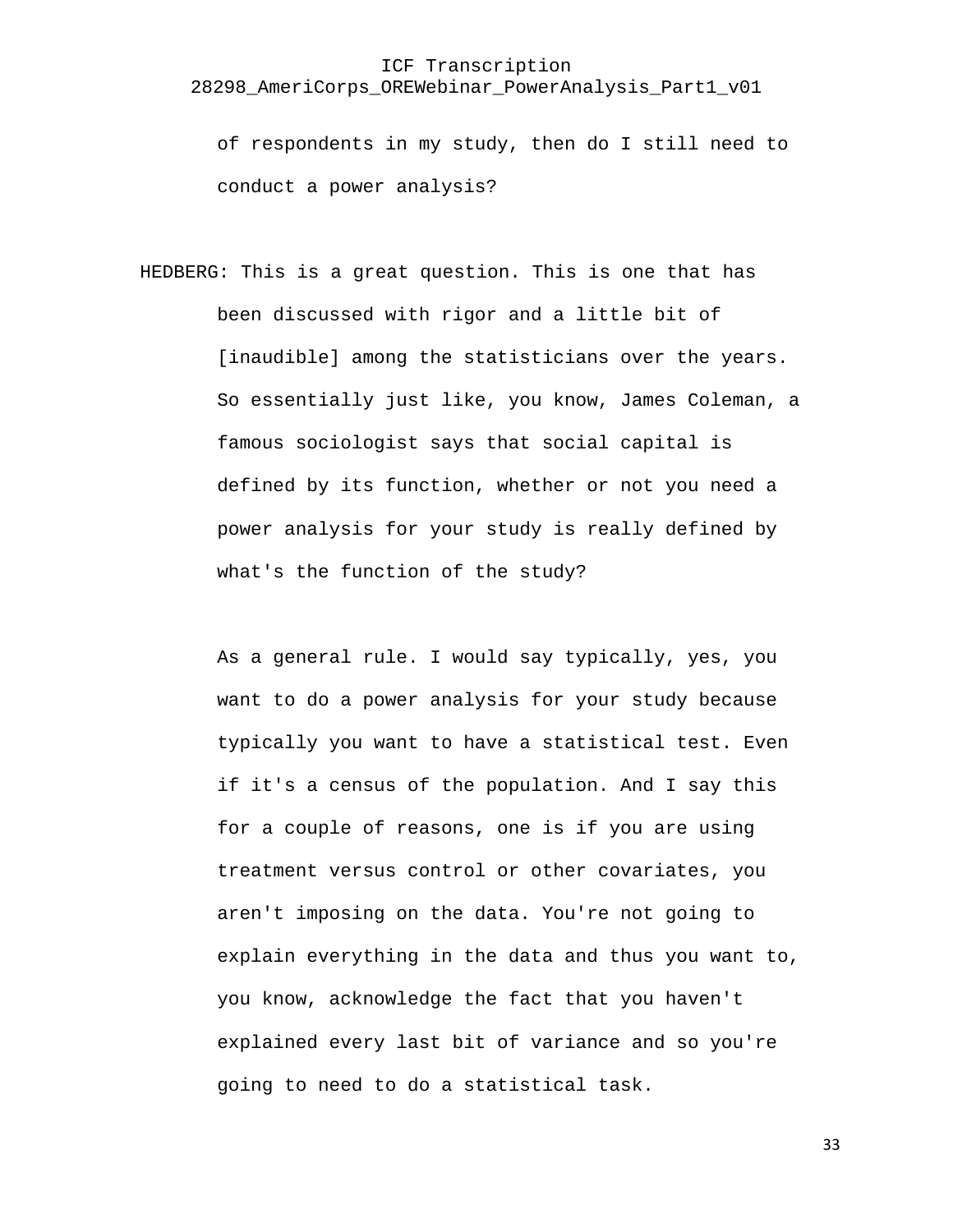of respondents in my study, then do I still need to conduct a power analysis?

HEDBERG: This is a great question. This is one that has been discussed with rigor and a little bit of [inaudible] among the statisticians over the years. So essentially just like, you know, James Coleman, a famous sociologist says that social capital is defined by its function, whether or not you need a power analysis for your study is really defined by what's the function of the study?

As a general rule. I would say typically, yes, you want to do a power analysis for your study because typically you want to have a statistical test. Even if it's a census of the population. And I say this for a couple of reasons, one is if you are using treatment versus control or other covariates, you aren't imposing on the data. You're not going to explain everything in the data and thus you want to, you know, acknowledge the fact that you haven't explained every last bit of variance and so you're going to need to do a statistical task.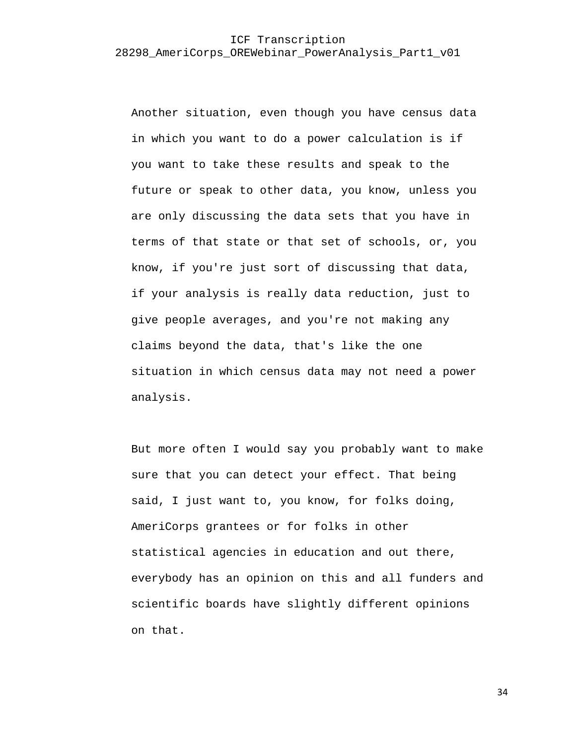Another situation, even though you have census data in which you want to do a power calculation is if you want to take these results and speak to the future or speak to other data, you know, unless you are only discussing the data sets that you have in terms of that state or that set of schools, or, you know, if you're just sort of discussing that data, if your analysis is really data reduction, just to give people averages, and you're not making any claims beyond the data, that's like the one situation in which census data may not need a power analysis.

But more often I would say you probably want to make sure that you can detect your effect. That being said, I just want to, you know, for folks doing, AmeriCorps grantees or for folks in other statistical agencies in education and out there, everybody has an opinion on this and all funders and scientific boards have slightly different opinions on that.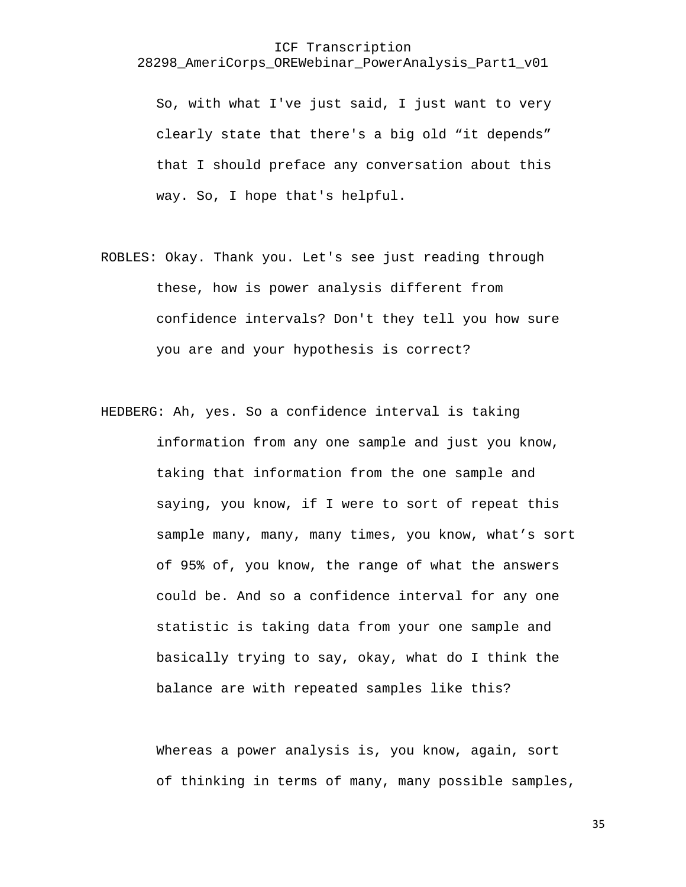So, with what I've just said, I just want to very clearly state that there's a big old “it depends” that I should preface any conversation about this way. So, I hope that's helpful.

ROBLES: Okay. Thank you. Let's see just reading through these, how is power analysis different from confidence intervals? Don't they tell you how sure you are and your hypothesis is correct?

HEDBERG: Ah, yes. So a confidence interval is taking information from any one sample and just you know, taking that information from the one sample and saying, you know, if I were to sort of repeat this sample many, many, many times, you know, what’s sort of 95% of, you know, the range of what the answers could be. And so a confidence interval for any one statistic is taking data from your one sample and basically trying to say, okay, what do I think the balance are with repeated samples like this?

Whereas a power analysis is, you know, again, sort of thinking in terms of many, many possible samples,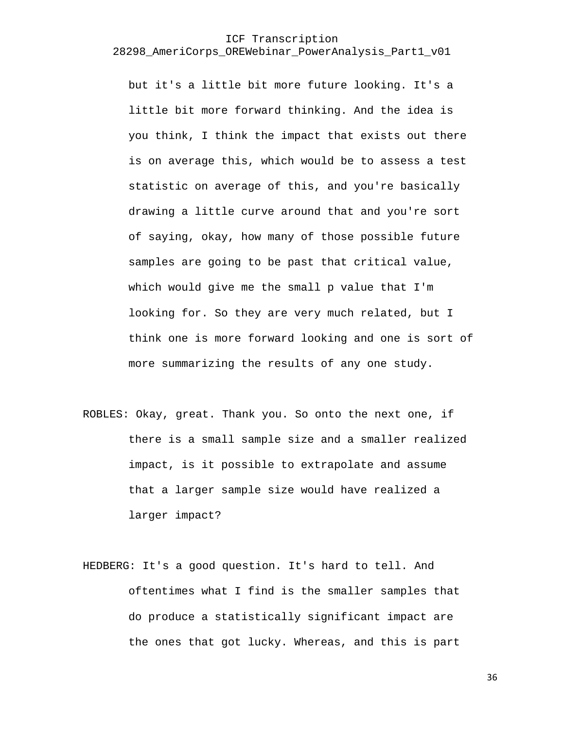but it's a little bit more future looking. It's a little bit more forward thinking. And the idea is you think, I think the impact that exists out there is on average this, which would be to assess a test statistic on average of this, and you're basically drawing a little curve around that and you're sort of saying, okay, how many of those possible future samples are going to be past that critical value, which would give me the small p value that I'm looking for. So they are very much related, but I think one is more forward looking and one is sort of more summarizing the results of any one study.

ROBLES: Okay, great. Thank you. So onto the next one, if there is a small sample size and a smaller realized impact, is it possible to extrapolate and assume that a larger sample size would have realized a larger impact?

HEDBERG: It's a good question. It's hard to tell. And oftentimes what I find is the smaller samples that do produce a statistically significant impact are the ones that got lucky. Whereas, and this is part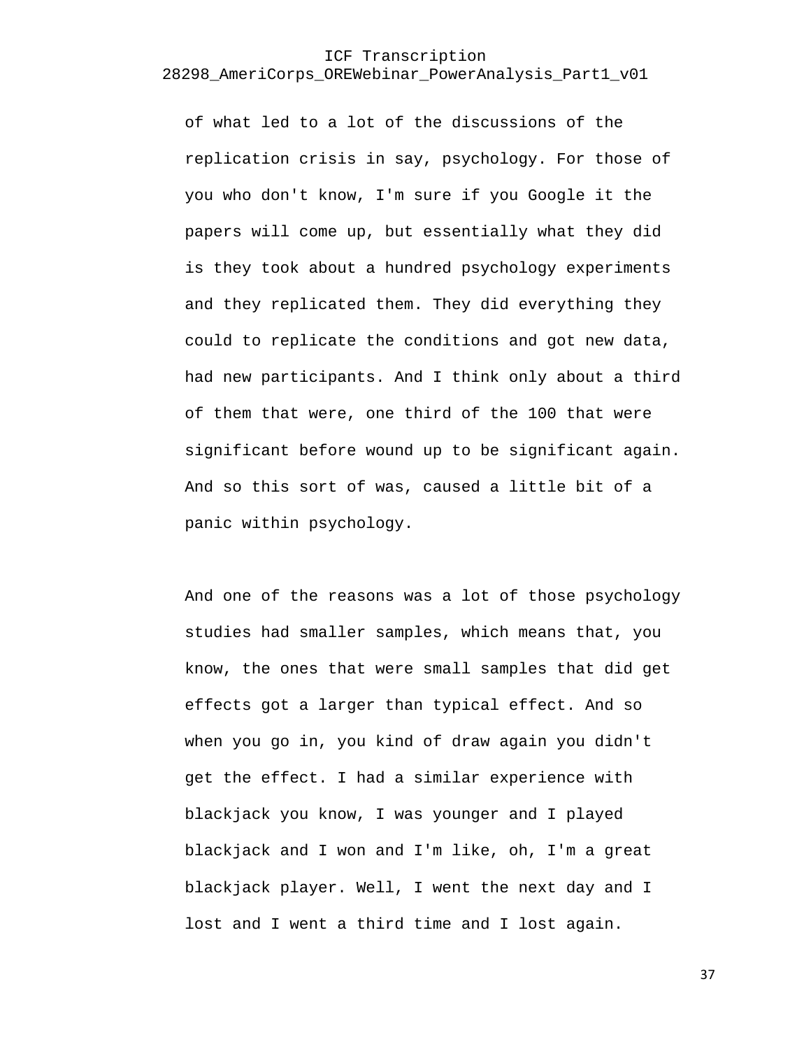of what led to a lot of the discussions of the replication crisis in say, psychology. For those of you who don't know, I'm sure if you Google it the papers will come up, but essentially what they did is they took about a hundred psychology experiments and they replicated them. They did everything they could to replicate the conditions and got new data, had new participants. And I think only about a third of them that were, one third of the 100 that were significant before wound up to be significant again. And so this sort of was, caused a little bit of a panic within psychology.

And one of the reasons was a lot of those psychology studies had smaller samples, which means that, you know, the ones that were small samples that did get effects got a larger than typical effect. And so when you go in, you kind of draw again you didn't get the effect. I had a similar experience with blackjack you know, I was younger and I played blackjack and I won and I'm like, oh, I'm a great blackjack player. Well, I went the next day and I lost and I went a third time and I lost again.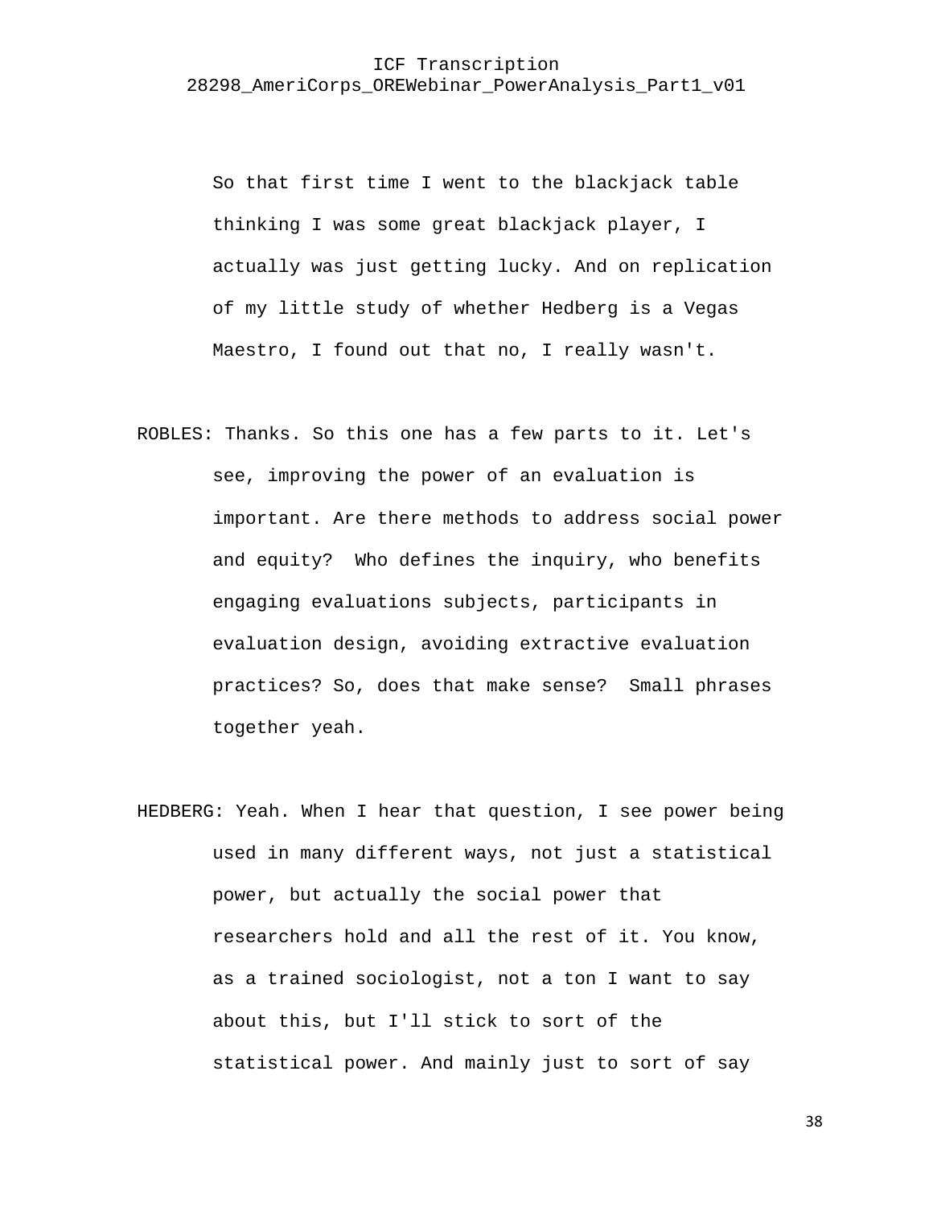So that first time I went to the blackjack table thinking I was some great blackjack player, I actually was just getting lucky. And on replication of my little study of whether Hedberg is a Vegas Maestro, I found out that no, I really wasn't.

ROBLES: Thanks. So this one has a few parts to it. Let's see, improving the power of an evaluation is important. Are there methods to address social power and equity? Who defines the inquiry, who benefits engaging evaluations subjects, participants in evaluation design, avoiding extractive evaluation practices? So, does that make sense? Small phrases together yeah.

HEDBERG: Yeah. When I hear that question, I see power being used in many different ways, not just a statistical power, but actually the social power that researchers hold and all the rest of it. You know, as a trained sociologist, not a ton I want to say about this, but I'll stick to sort of the statistical power. And mainly just to sort of say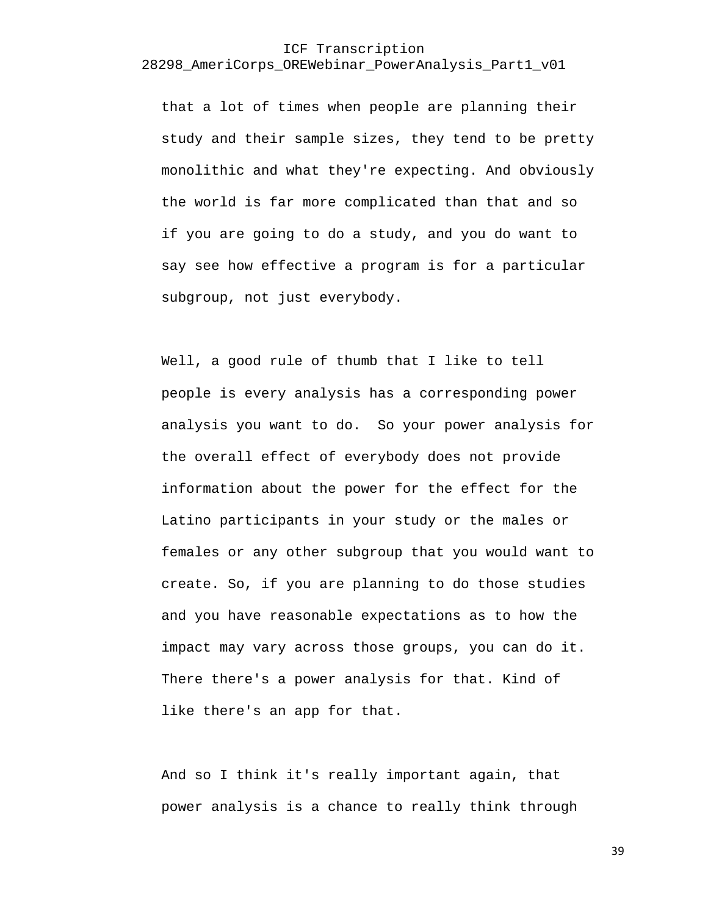that a lot of times when people are planning their study and their sample sizes, they tend to be pretty monolithic and what they're expecting. And obviously the world is far more complicated than that and so if you are going to do a study, and you do want to say see how effective a program is for a particular subgroup, not just everybody.

Well, a good rule of thumb that I like to tell people is every analysis has a corresponding power analysis you want to do.  So your power analysis for the overall effect of everybody does not provide information about the power for the effect for the Latino participants in your study or the males or females or any other subgroup that you would want to create. So, if you are planning to do those studies and you have reasonable expectations as to how the impact may vary across those groups, you can do it. There there's a power analysis for that. Kind of like there's an app for that.

And so I think it's really important again, that power analysis is a chance to really think through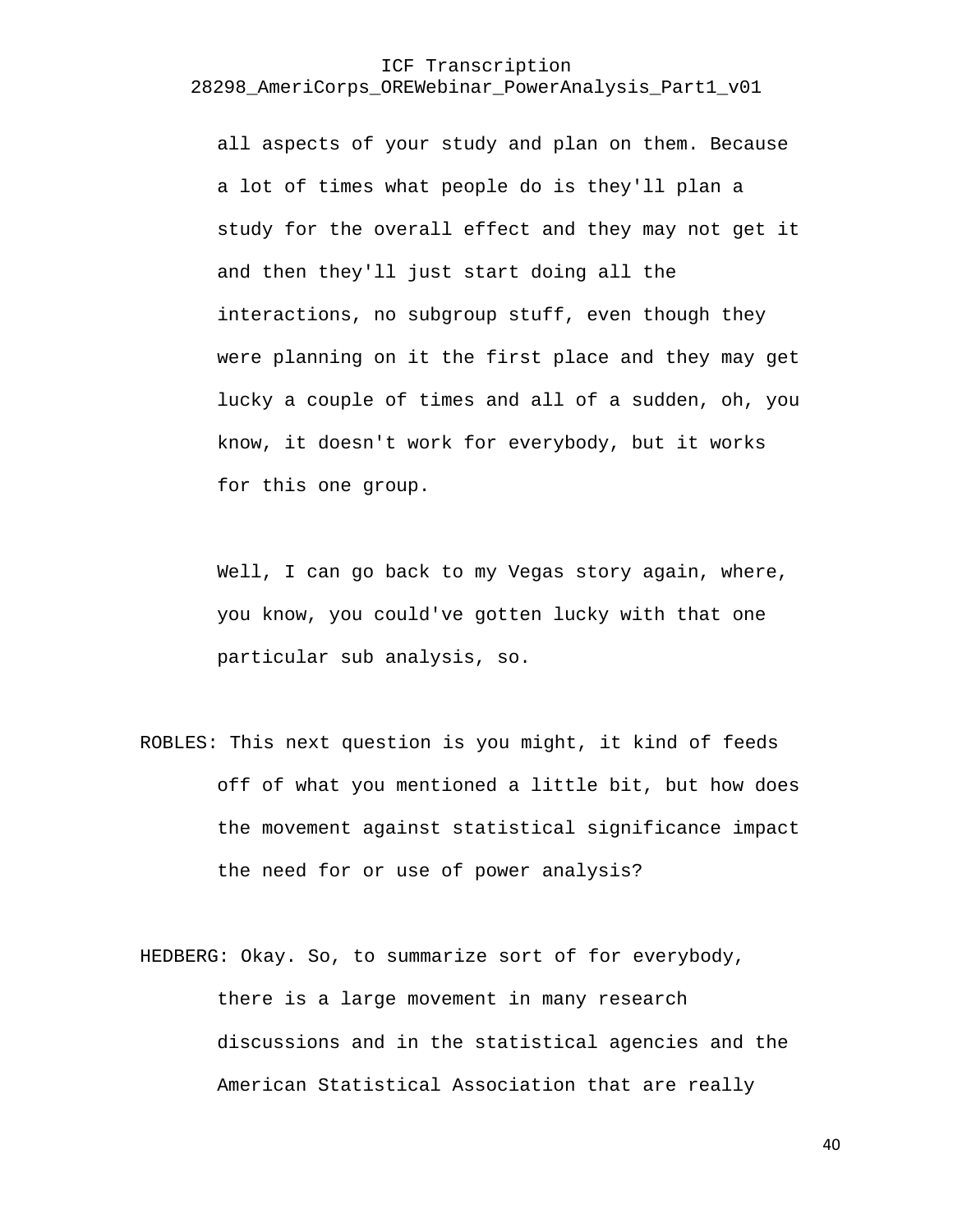all aspects of your study and plan on them. Because a lot of times what people do is they'll plan a study for the overall effect and they may not get it and then they'll just start doing all the interactions, no subgroup stuff, even though they were planning on it the first place and they may get lucky a couple of times and all of a sudden, oh, you know, it doesn't work for everybody, but it works for this one group.

Well, I can go back to my Vegas story again, where, you know, you could've gotten lucky with that one particular sub analysis, so.

ROBLES: This next question is you might, it kind of feeds off of what you mentioned a little bit, but how does the movement against statistical significance impact the need for or use of power analysis?

HEDBERG: Okay. So, to summarize sort of for everybody, there is a large movement in many research discussions and in the statistical agencies and the American Statistical Association that are really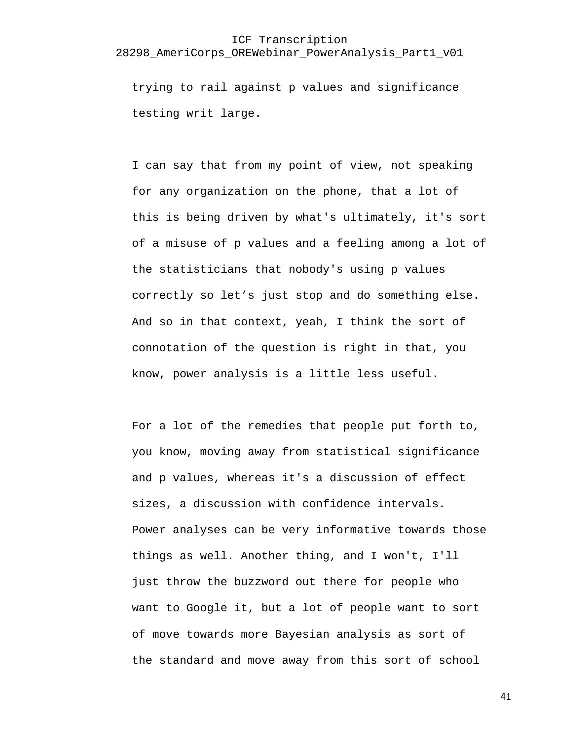trying to rail against p values and significance testing writ large.

I can say that from my point of view, not speaking for any organization on the phone, that a lot of this is being driven by what's ultimately, it's sort of a misuse of p values and a feeling among a lot of the statisticians that nobody's using p values correctly so let’s just stop and do something else. And so in that context, yeah, I think the sort of connotation of the question is right in that, you know, power analysis is a little less useful.

For a lot of the remedies that people put forth to, you know, moving away from statistical significance and p values, whereas it's a discussion of effect sizes, a discussion with confidence intervals. Power analyses can be very informative towards those things as well. Another thing, and I won't, I'll just throw the buzzword out there for people who want to Google it, but a lot of people want to sort of move towards more Bayesian analysis as sort of the standard and move away from this sort of school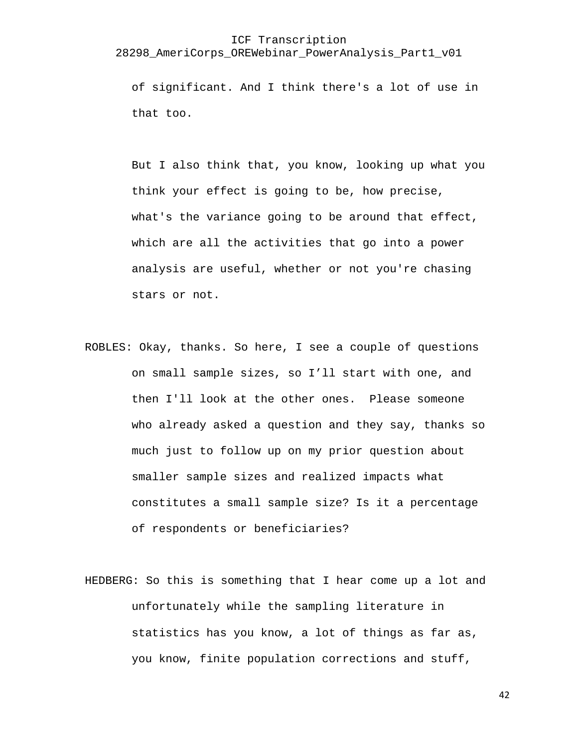of significant. And I think there's a lot of use in that too.

But I also think that, you know, looking up what you think your effect is going to be, how precise, what's the variance going to be around that effect, which are all the activities that go into a power analysis are useful, whether or not you're chasing stars or not.

ROBLES: Okay, thanks. So here, I see a couple of questions on small sample sizes, so I’ll start with one, and then I'll look at the other ones.  Please someone who already asked a question and they say, thanks so much just to follow up on my prior question about smaller sample sizes and realized impacts what constitutes a small sample size? Is it a percentage of respondents or beneficiaries?

HEDBERG: So this is something that I hear come up a lot and unfortunately while the sampling literature in statistics has you know, a lot of things as far as, you know, finite population corrections and stuff,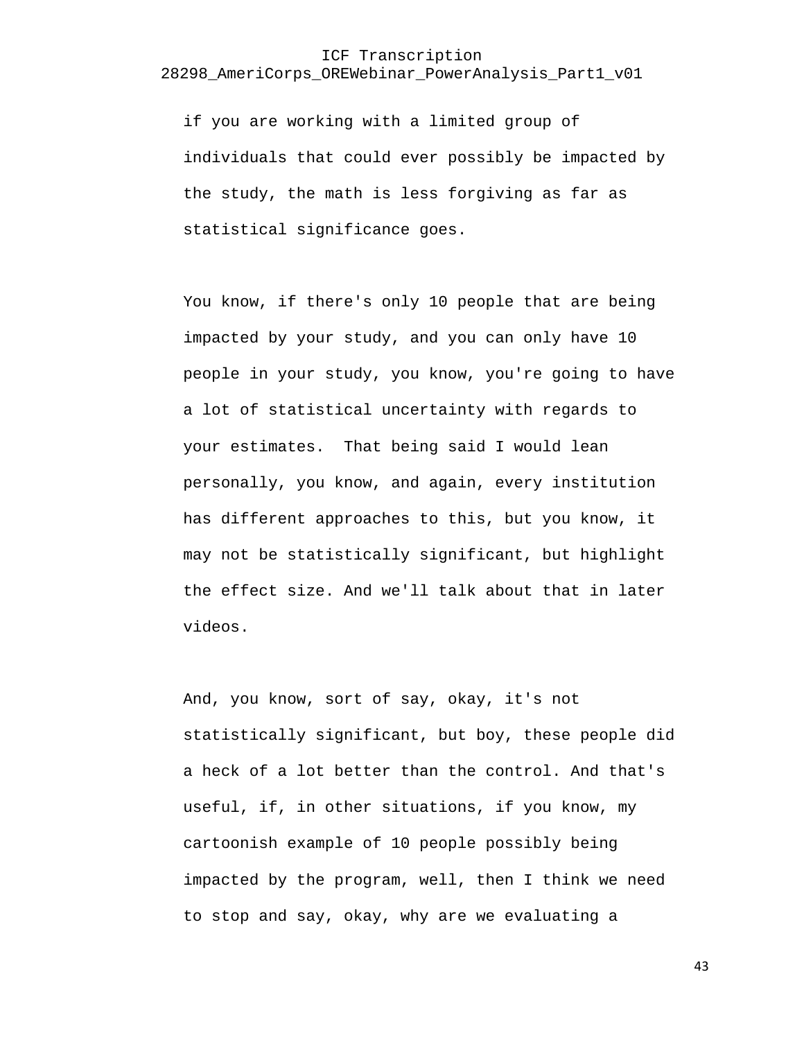if you are working with a limited group of individuals that could ever possibly be impacted by the study, the math is less forgiving as far as statistical significance goes.

You know, if there's only 10 people that are being impacted by your study, and you can only have 10 people in your study, you know, you're going to have a lot of statistical uncertainty with regards to your estimates.  That being said I would lean personally, you know, and again, every institution has different approaches to this, but you know, it may not be statistically significant, but highlight the effect size. And we'll talk about that in later videos.

And, you know, sort of say, okay, it's not statistically significant, but boy, these people did a heck of a lot better than the control. And that's useful, if, in other situations, if you know, my cartoonish example of 10 people possibly being impacted by the program, well, then I think we need to stop and say, okay, why are we evaluating a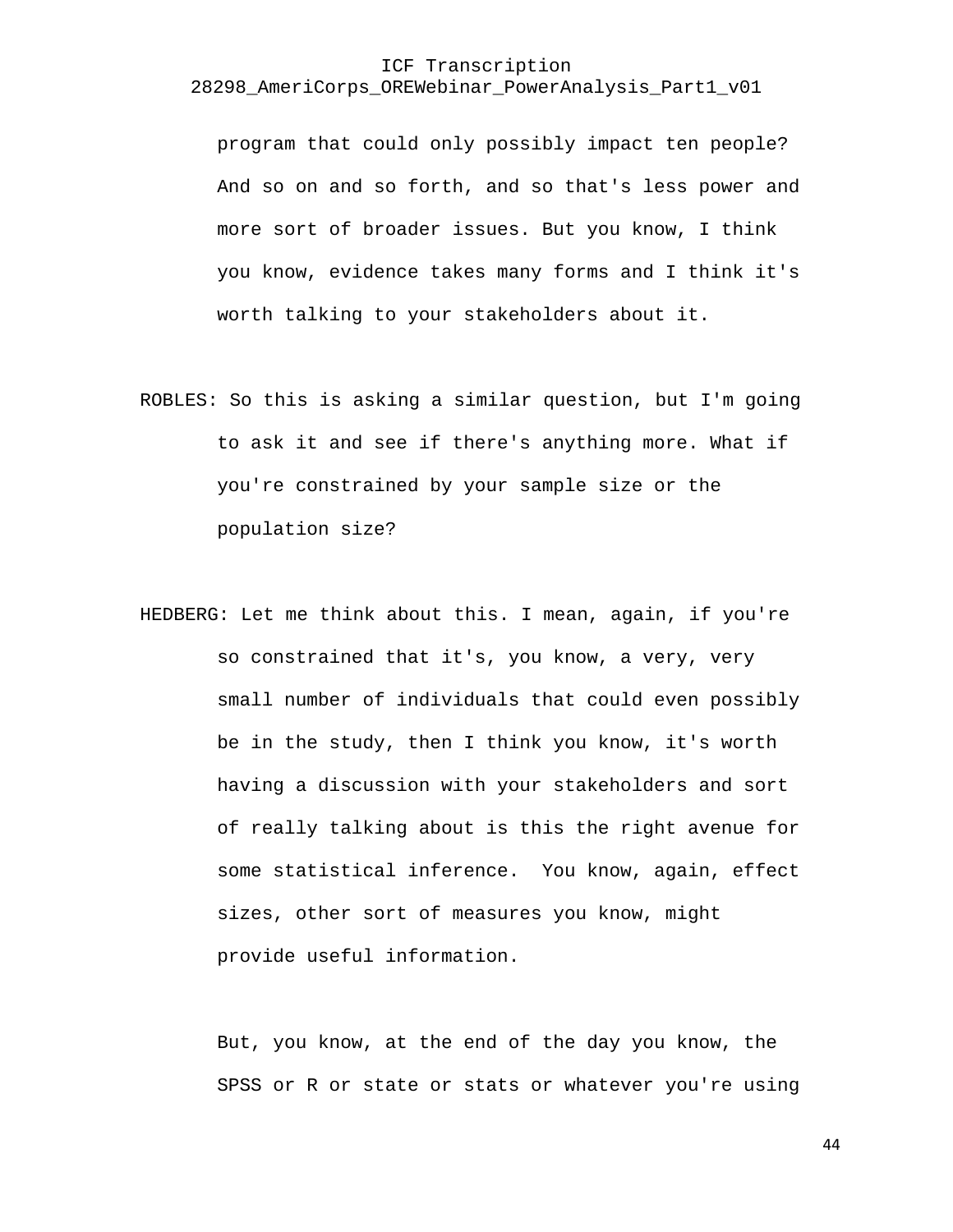program that could only possibly impact ten people? And so on and so forth, and so that's less power and more sort of broader issues. But you know, I think you know, evidence takes many forms and I think it's worth talking to your stakeholders about it.

ROBLES: So this is asking a similar question, but I'm going to ask it and see if there's anything more. What if you're constrained by your sample size or the population size?

HEDBERG: Let me think about this. I mean, again, if you're so constrained that it's, you know, a very, very small number of individuals that could even possibly be in the study, then I think you know, it's worth having a discussion with your stakeholders and sort of really talking about is this the right avenue for some statistical inference. You know, again, effect sizes, other sort of measures you know, might provide useful information.

But, you know, at the end of the day you know, the SPSS or R or state or stats or whatever you're using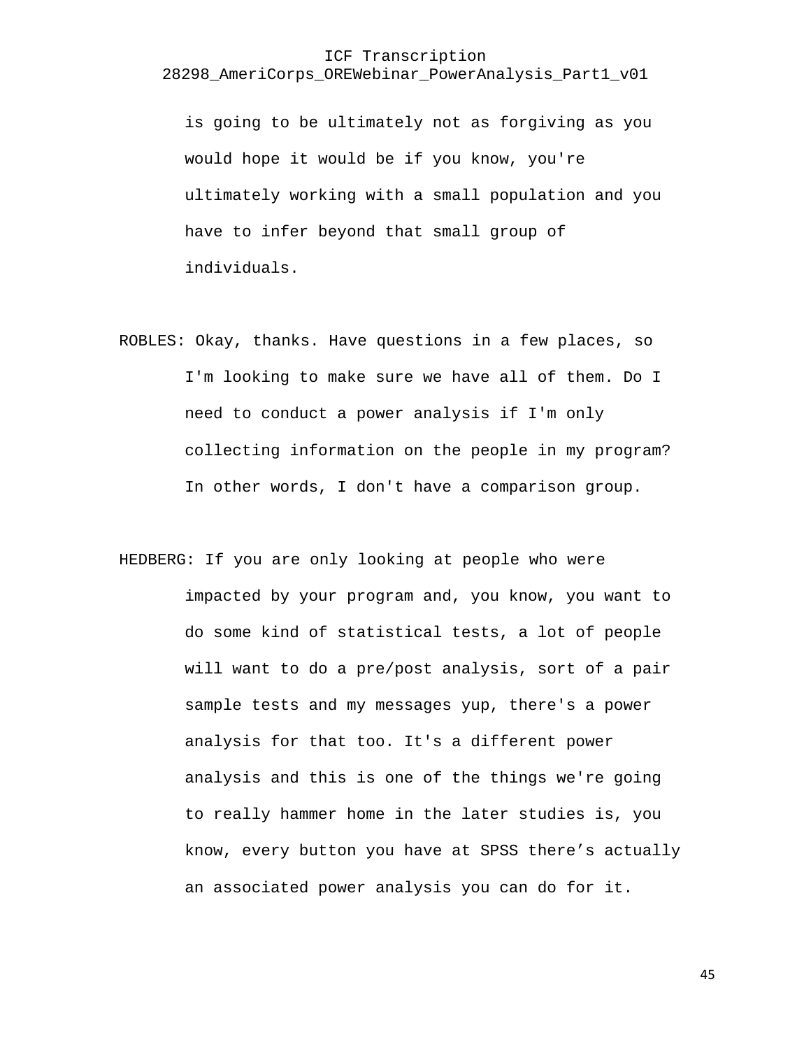is going to be ultimately not as forgiving as you would hope it would be if you know, you're ultimately working with a small population and you have to infer beyond that small group of individuals.

ROBLES: Okay, thanks. Have questions in a few places, so I'm looking to make sure we have all of them. Do I need to conduct a power analysis if I'm only collecting information on the people in my program? In other words, I don't have a comparison group.

HEDBERG: If you are only looking at people who were impacted by your program and, you know, you want to do some kind of statistical tests, a lot of people will want to do a pre/post analysis, sort of a pair sample tests and my messages yup, there's a power analysis for that too. It's a different power analysis and this is one of the things we're going to really hammer home in the later studies is, you know, every button you have at SPSS there's actually an associated power analysis you can do for it.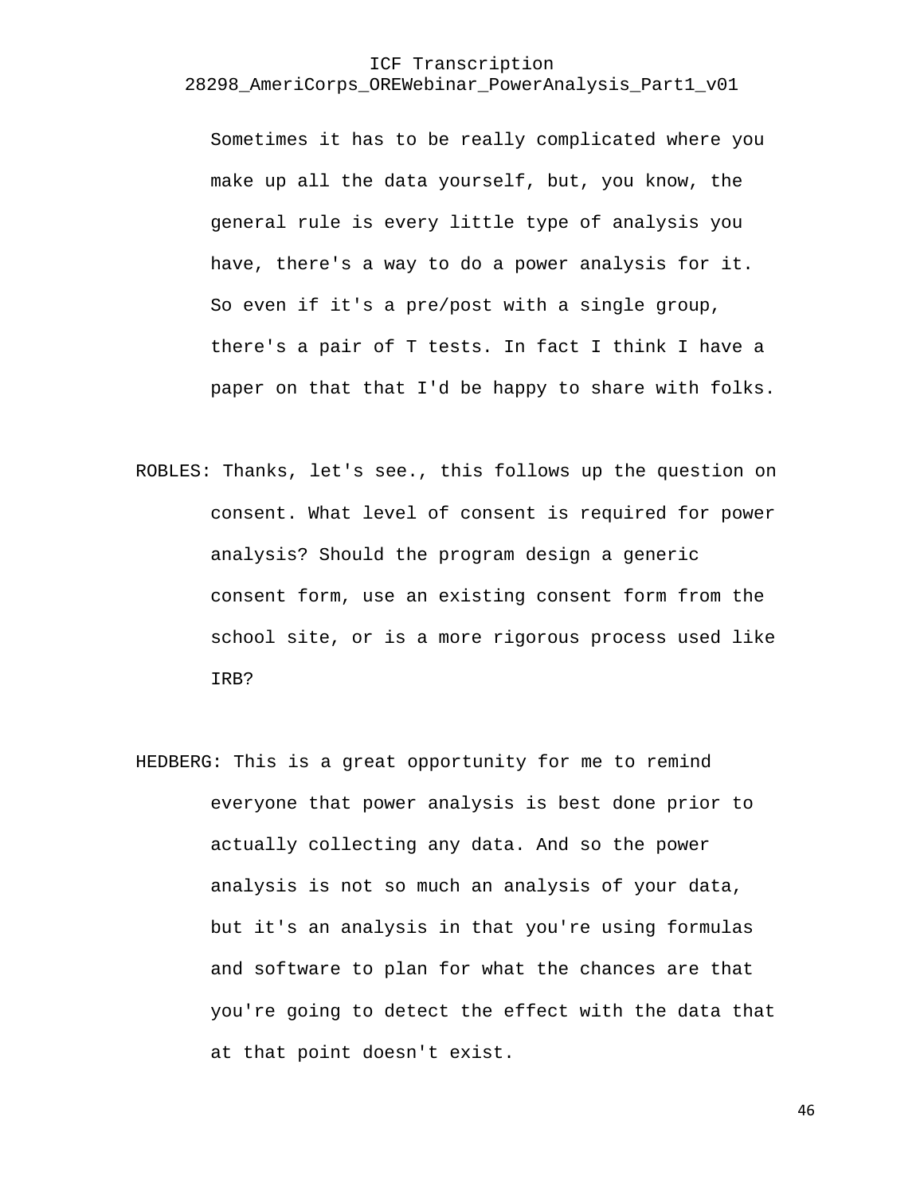Sometimes it has to be really complicated where you make up all the data yourself, but, you know, the general rule is every little type of analysis you have, there's a way to do a power analysis for it. So even if it's a pre/post with a single group, there's a pair of T tests. In fact I think I have a paper on that that I'd be happy to share with folks.

ROBLES: Thanks, let's see., this follows up the question on consent. What level of consent is required for power analysis? Should the program design a generic consent form, use an existing consent form from the school site, or is a more rigorous process used like IRB?

HEDBERG: This is a great opportunity for me to remind everyone that power analysis is best done prior to actually collecting any data. And so the power analysis is not so much an analysis of your data, but it's an analysis in that you're using formulas and software to plan for what the chances are that you're going to detect the effect with the data that at that point doesn't exist.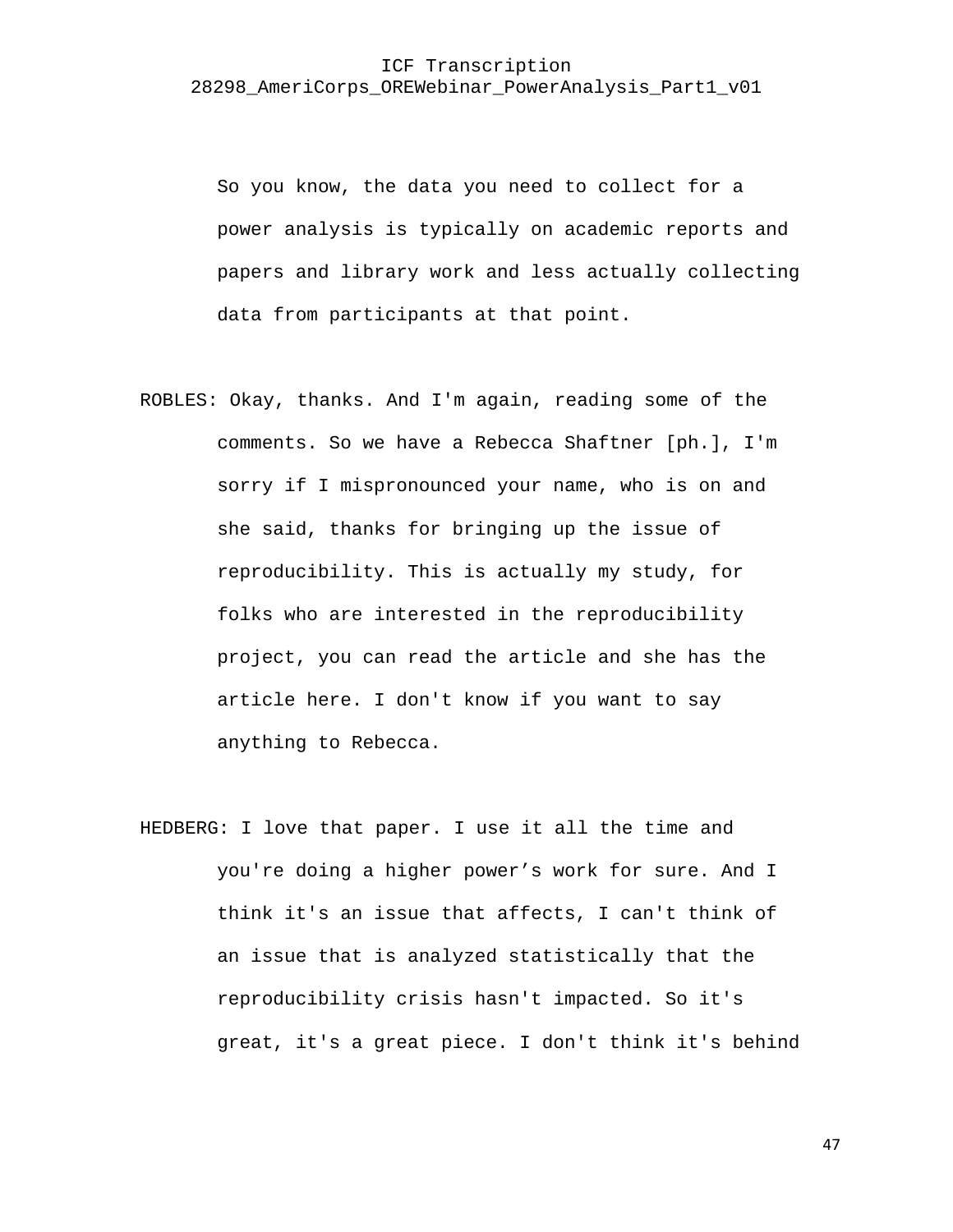So you know, the data you need to collect for a power analysis is typically on academic reports and papers and library work and less actually collecting data from participants at that point.

ROBLES: Okay, thanks. And I'm again, reading some of the comments. So we have a Rebecca Shaftner [ph.], I'm sorry if I mispronounced your name, who is on and she said, thanks for bringing up the issue of reproducibility. This is actually my study, for folks who are interested in the reproducibility project, you can read the article and she has the article here. I don't know if you want to say anything to Rebecca.

HEDBERG: I love that paper. I use it all the time and you're doing a higher power's work for sure. And I think it's an issue that affects, I can't think of an issue that is analyzed statistically that the reproducibility crisis hasn't impacted. So it's great, it's a great piece. I don't think it's behind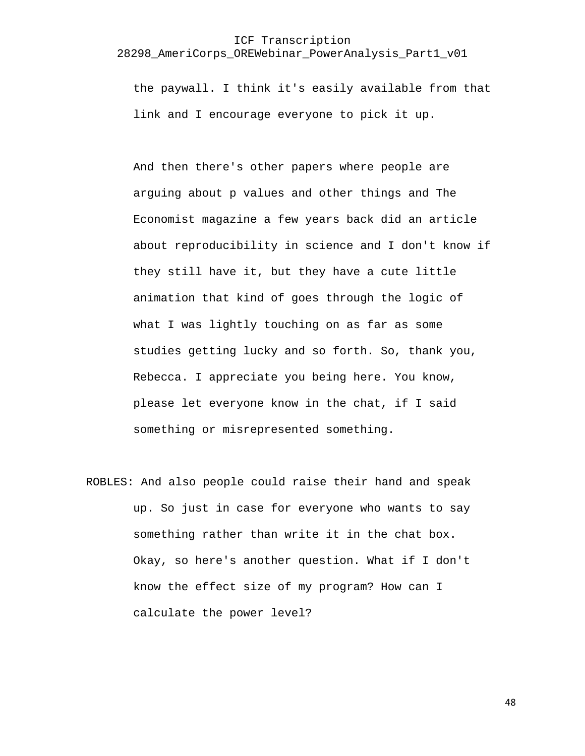the paywall. I think it's easily available from that link and I encourage everyone to pick it up.

And then there's other papers where people are arguing about p values and other things and The Economist magazine a few years back did an article about reproducibility in science and I don't know if they still have it, but they have a cute little animation that kind of goes through the logic of what I was lightly touching on as far as some studies getting lucky and so forth. So, thank you, Rebecca. I appreciate you being here. You know, please let everyone know in the chat, if I said something or misrepresented something.

ROBLES: And also people could raise their hand and speak up. So just in case for everyone who wants to say something rather than write it in the chat box. Okay, so here's another question. What if I don't know the effect size of my program? How can I calculate the power level?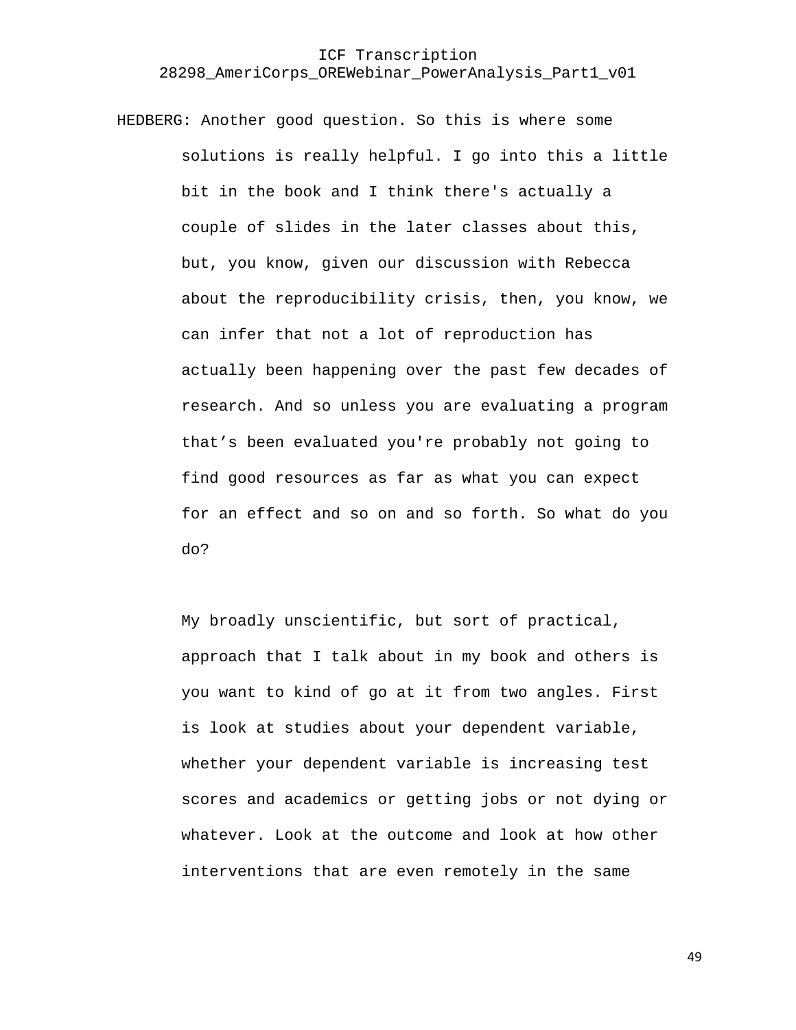HEDBERG: Another good question. So this is where some solutions is really helpful. I go into this a little bit in the book and I think there's actually a couple of slides in the later classes about this, but, you know, given our discussion with Rebecca about the reproducibility crisis, then, you know, we can infer that not a lot of reproduction has actually been happening over the past few decades of research. And so unless you are evaluating a program that’s been evaluated you're probably not going to find good resources as far as what you can expect for an effect and so on and so forth. So what do you do?

My broadly unscientific, but sort of practical, approach that I talk about in my book and others is you want to kind of go at it from two angles. First is look at studies about your dependent variable, whether your dependent variable is increasing test scores and academics or getting jobs or not dying or whatever. Look at the outcome and look at how other interventions that are even remotely in the same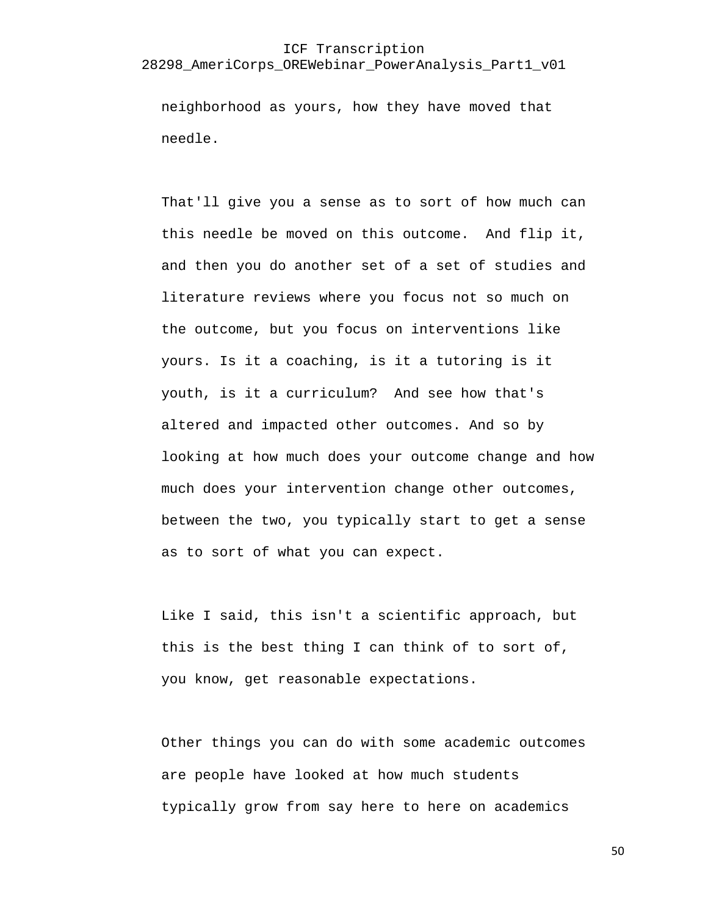neighborhood as yours, how they have moved that needle.

That'll give you a sense as to sort of how much can this needle be moved on this outcome.  And flip it, and then you do another set of a set of studies and literature reviews where you focus not so much on the outcome, but you focus on interventions like yours. Is it a coaching, is it a tutoring is it youth, is it a curriculum?  And see how that's altered and impacted other outcomes. And so by looking at how much does your outcome change and how much does your intervention change other outcomes, between the two, you typically start to get a sense as to sort of what you can expect.

Like I said, this isn't a scientific approach, but this is the best thing I can think of to sort of, you know, get reasonable expectations.

Other things you can do with some academic outcomes are people have looked at how much students typically grow from say here to here on academics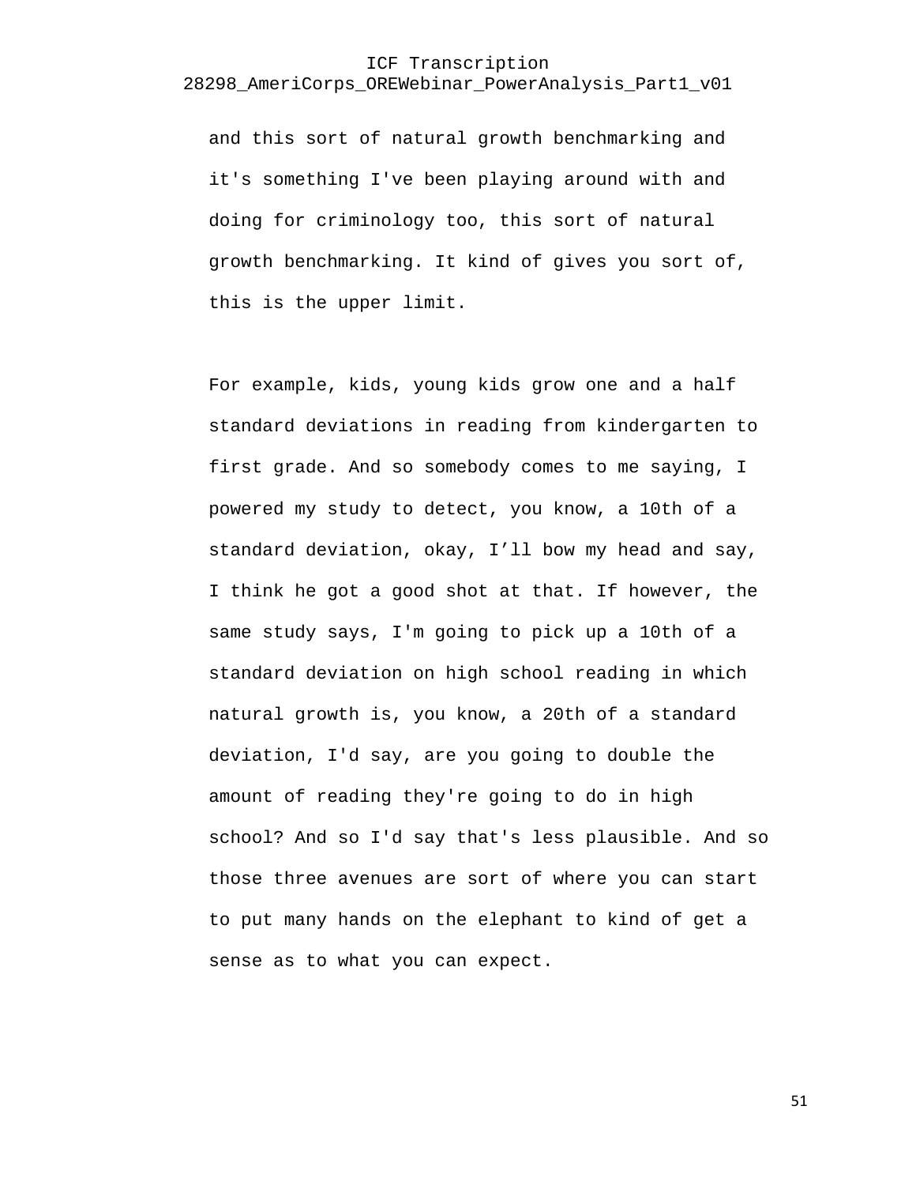and this sort of natural growth benchmarking and it's something I've been playing around with and doing for criminology too, this sort of natural growth benchmarking. It kind of gives you sort of, this is the upper limit.

For example, kids, young kids grow one and a half standard deviations in reading from kindergarten to first grade. And so somebody comes to me saying, I powered my study to detect, you know, a 10th of a standard deviation, okay, I'll bow my head and say, I think he got a good shot at that. If however, the same study says, I'm going to pick up a 10th of a standard deviation on high school reading in which natural growth is, you know, a 20th of a standard deviation, I'd say, are you going to double the amount of reading they're going to do in high school? And so I'd say that's less plausible. And so those three avenues are sort of where you can start to put many hands on the elephant to kind of get a sense as to what you can expect.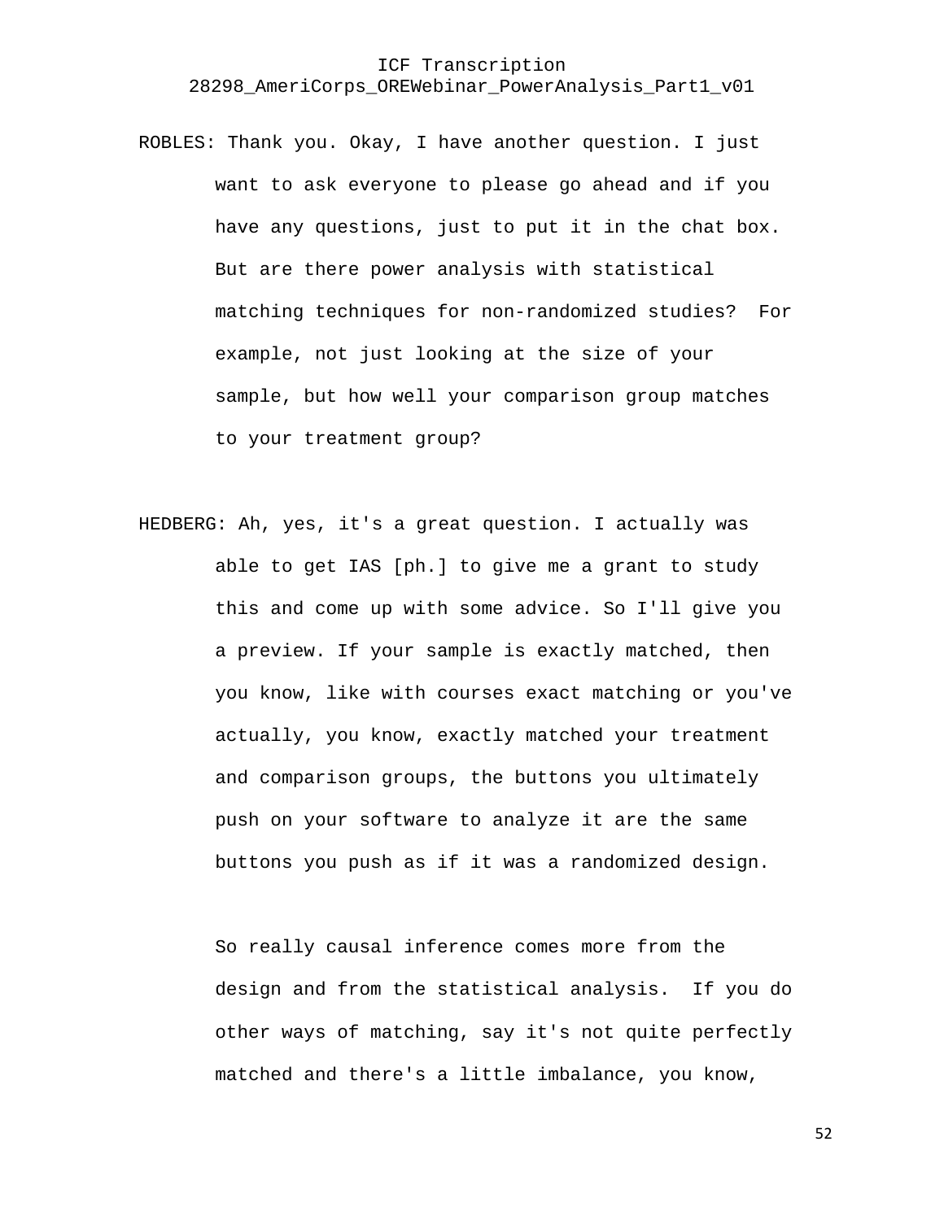ROBLES: Thank you. Okay, I have another question. I just want to ask everyone to please go ahead and if you have any questions, just to put it in the chat box. But are there power analysis with statistical matching techniques for non-randomized studies? For example, not just looking at the size of your sample, but how well your comparison group matches to your treatment group?

HEDBERG: Ah, yes, it's a great question. I actually was able to get IAS [ph.] to give me a grant to study this and come up with some advice. So I'll give you a preview. If your sample is exactly matched, then you know, like with courses exact matching or you've actually, you know, exactly matched your treatment and comparison groups, the buttons you ultimately push on your software to analyze it are the same buttons you push as if it was a randomized design.

So really causal inference comes more from the design and from the statistical analysis. If you do other ways of matching, say it's not quite perfectly matched and there's a little imbalance, you know,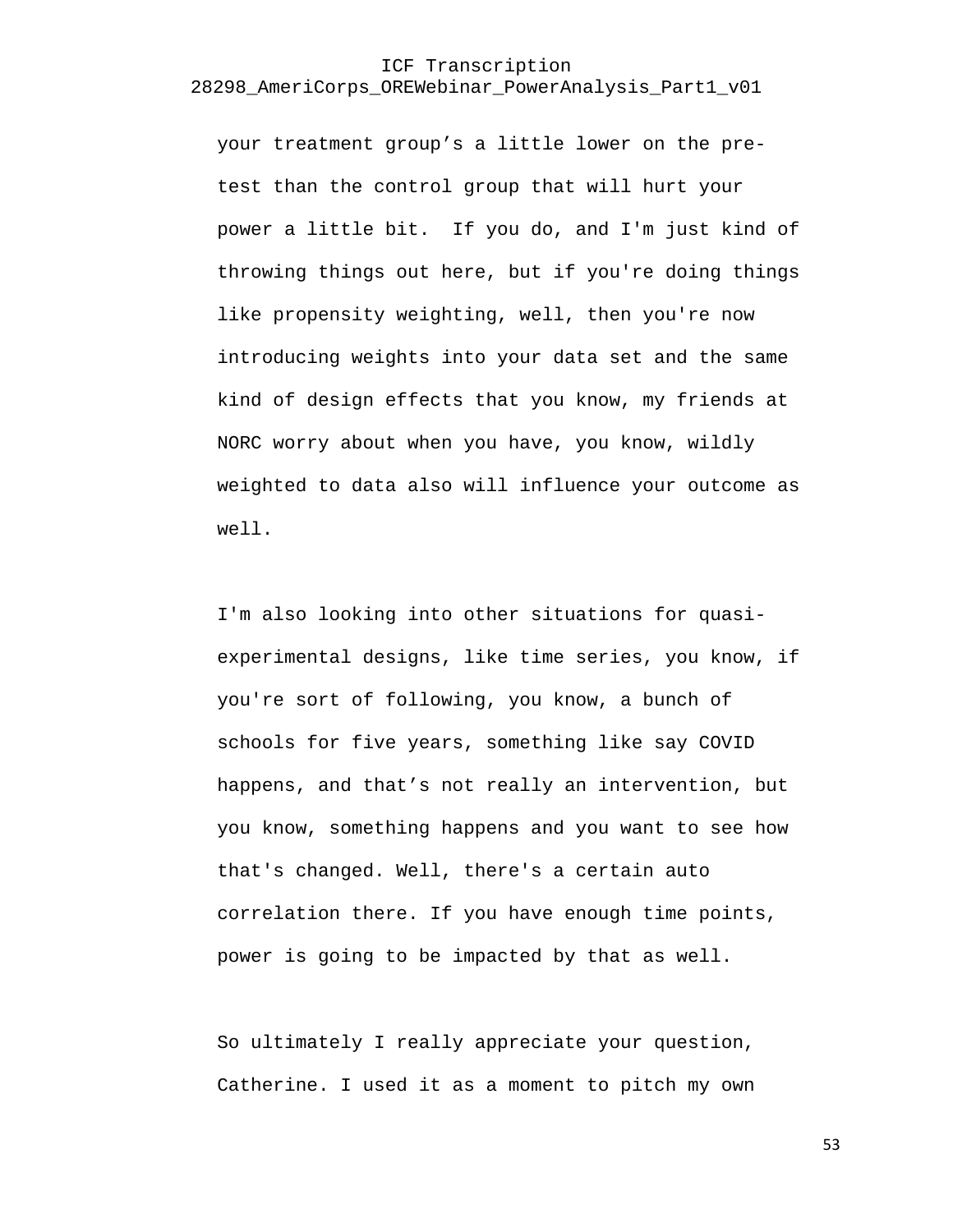your treatment group’s a little lower on the pre-test than the control group that will hurt your power a little bit. If you do, and I'm just kind of throwing things out here, but if you're doing things like propensity weighting, well, then you're now introducing weights into your data set and the same kind of design effects that you know, my friends at NORC worry about when you have, you know, wildly weighted to data also will influence your outcome as well.

I'm also looking into other situations for quasi-experimental designs, like time series, you know, if you're sort of following, you know, a bunch of schools for five years, something like say COVID happens, and that’s not really an intervention, but you know, something happens and you want to see how that's changed. Well, there's a certain auto correlation there. If you have enough time points, power is going to be impacted by that as well.

So ultimately I really appreciate your question, Catherine. I used it as a moment to pitch my own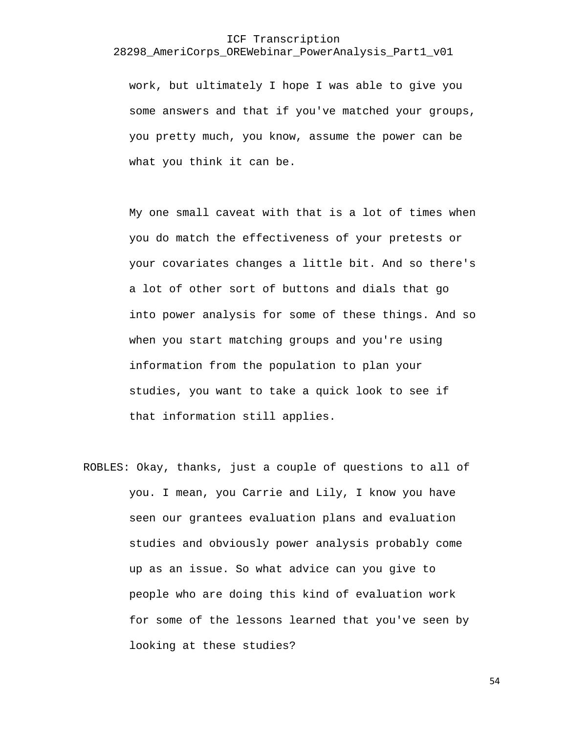work, but ultimately I hope I was able to give you some answers and that if you've matched your groups, you pretty much, you know, assume the power can be what you think it can be.

My one small caveat with that is a lot of times when you do match the effectiveness of your pretests or your covariates changes a little bit. And so there's a lot of other sort of buttons and dials that go into power analysis for some of these things. And so when you start matching groups and you're using information from the population to plan your studies, you want to take a quick look to see if that information still applies.

ROBLES: Okay, thanks, just a couple of questions to all of you. I mean, you Carrie and Lily, I know you have seen our grantees evaluation plans and evaluation studies and obviously power analysis probably come up as an issue. So what advice can you give to people who are doing this kind of evaluation work for some of the lessons learned that you've seen by looking at these studies?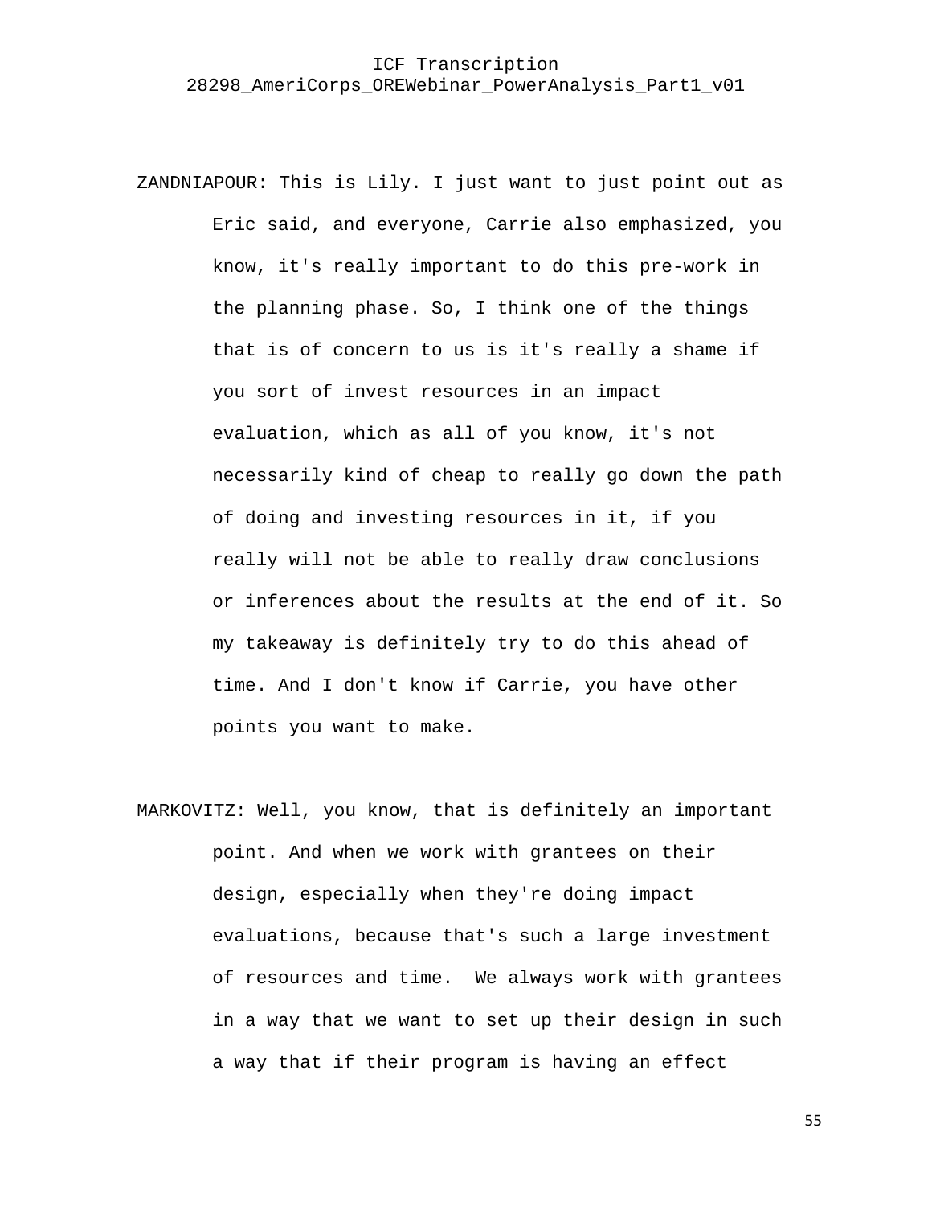ZANDNIAPOUR: This is Lily. I just want to just point out as Eric said, and everyone, Carrie also emphasized, you know, it's really important to do this pre-work in the planning phase. So, I think one of the things that is of concern to us is it's really a shame if you sort of invest resources in an impact evaluation, which as all of you know, it's not necessarily kind of cheap to really go down the path of doing and investing resources in it, if you really will not be able to really draw conclusions or inferences about the results at the end of it. So my takeaway is definitely try to do this ahead of time. And I don't know if Carrie, you have other points you want to make.

MARKOVITZ: Well, you know, that is definitely an important point. And when we work with grantees on their design, especially when they're doing impact evaluations, because that's such a large investment of resources and time. We always work with grantees in a way that we want to set up their design in such a way that if their program is having an effect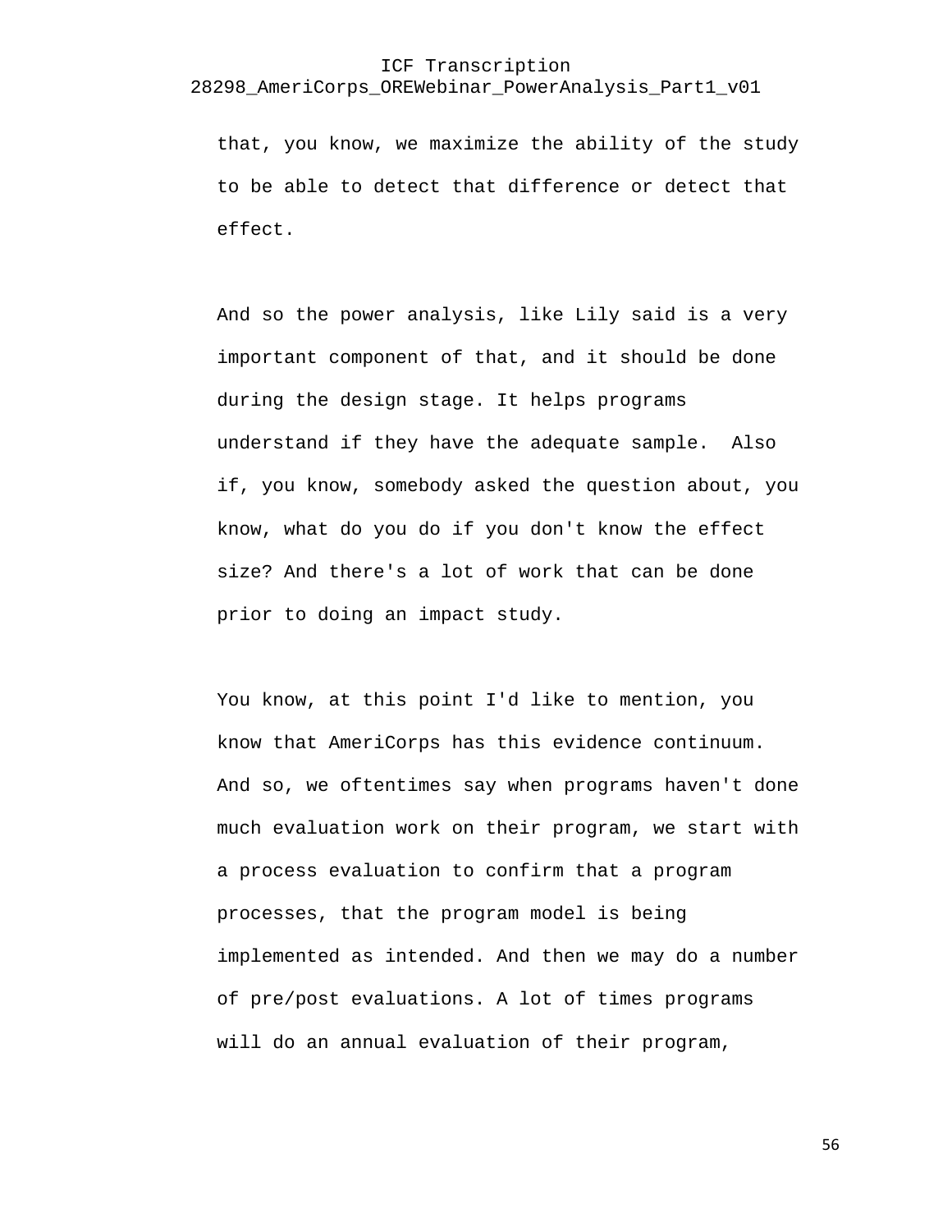that, you know, we maximize the ability of the study to be able to detect that difference or detect that effect.

And so the power analysis, like Lily said is a very important component of that, and it should be done during the design stage. It helps programs understand if they have the adequate sample.  Also if, you know, somebody asked the question about, you know, what do you do if you don't know the effect size? And there's a lot of work that can be done prior to doing an impact study.

You know, at this point I'd like to mention, you know that AmeriCorps has this evidence continuum. And so, we oftentimes say when programs haven't done much evaluation work on their program, we start with a process evaluation to confirm that a program processes, that the program model is being implemented as intended. And then we may do a number of pre/post evaluations. A lot of times programs will do an annual evaluation of their program,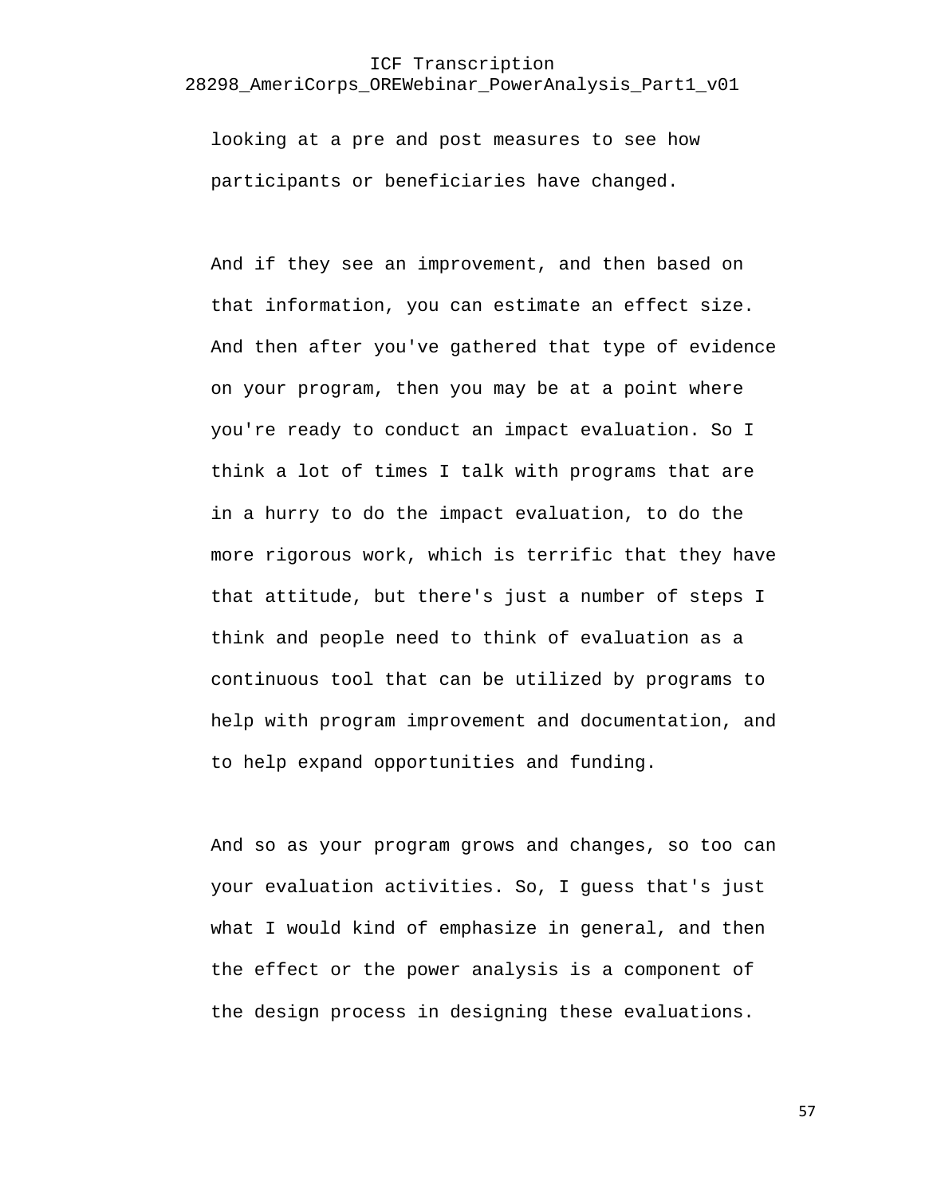looking at a pre and post measures to see how participants or beneficiaries have changed.

And if they see an improvement, and then based on that information, you can estimate an effect size. And then after you've gathered that type of evidence on your program, then you may be at a point where you're ready to conduct an impact evaluation. So I think a lot of times I talk with programs that are in a hurry to do the impact evaluation, to do the more rigorous work, which is terrific that they have that attitude, but there's just a number of steps I think and people need to think of evaluation as a continuous tool that can be utilized by programs to help with program improvement and documentation, and to help expand opportunities and funding.

And so as your program grows and changes, so too can your evaluation activities. So, I guess that's just what I would kind of emphasize in general, and then the effect or the power analysis is a component of the design process in designing these evaluations.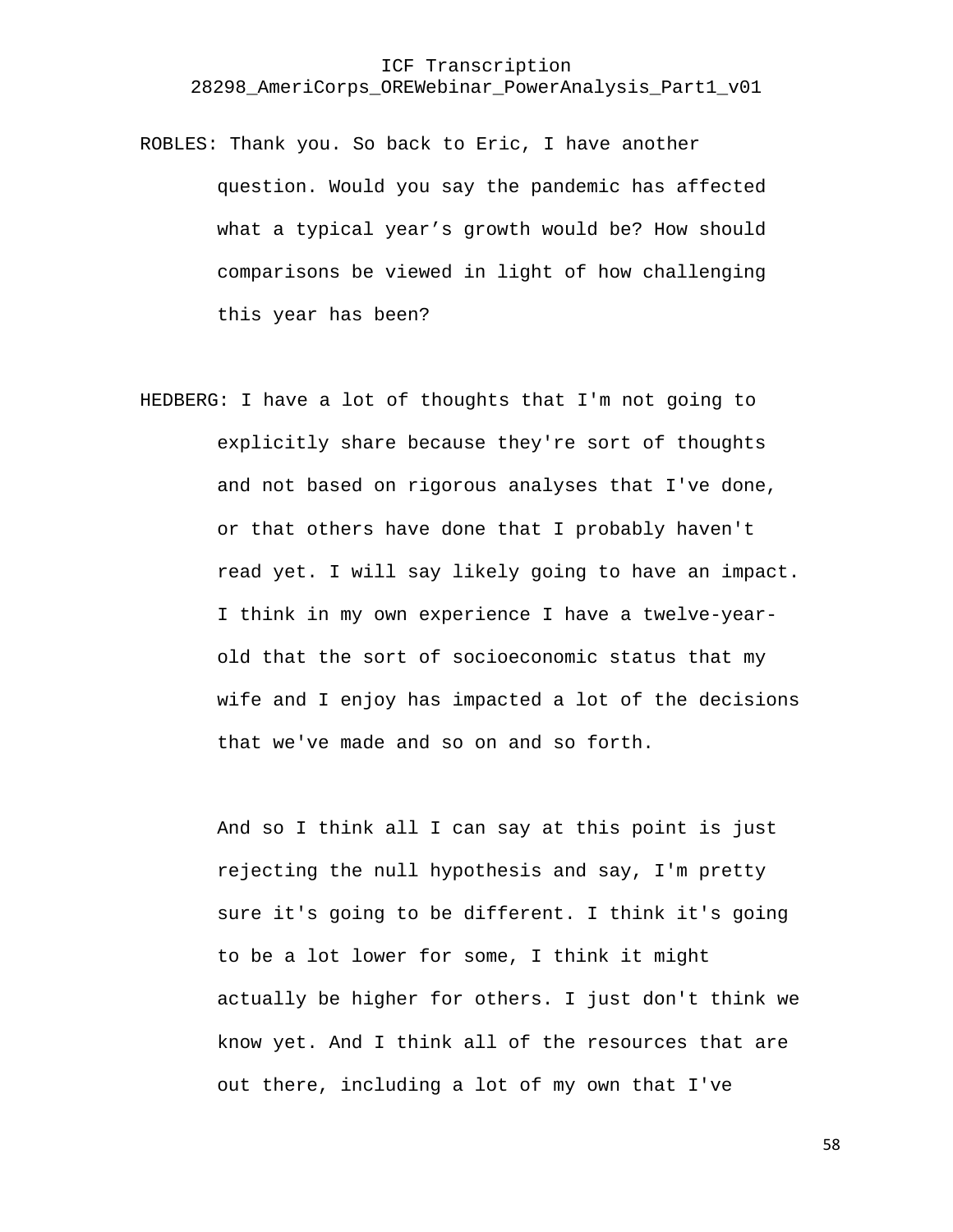ROBLES: Thank you. So back to Eric, I have another question. Would you say the pandemic has affected what a typical year's growth would be? How should comparisons be viewed in light of how challenging this year has been?

HEDBERG: I have a lot of thoughts that I'm not going to explicitly share because they're sort of thoughts and not based on rigorous analyses that I've done, or that others have done that I probably haven't read yet. I will say likely going to have an impact. I think in my own experience I have a twelve-year-old that the sort of socioeconomic status that my wife and I enjoy has impacted a lot of the decisions that we've made and so on and so forth.

And so I think all I can say at this point is just rejecting the null hypothesis and say, I'm pretty sure it's going to be different. I think it's going to be a lot lower for some, I think it might actually be higher for others. I just don't think we know yet. And I think all of the resources that are out there, including a lot of my own that I've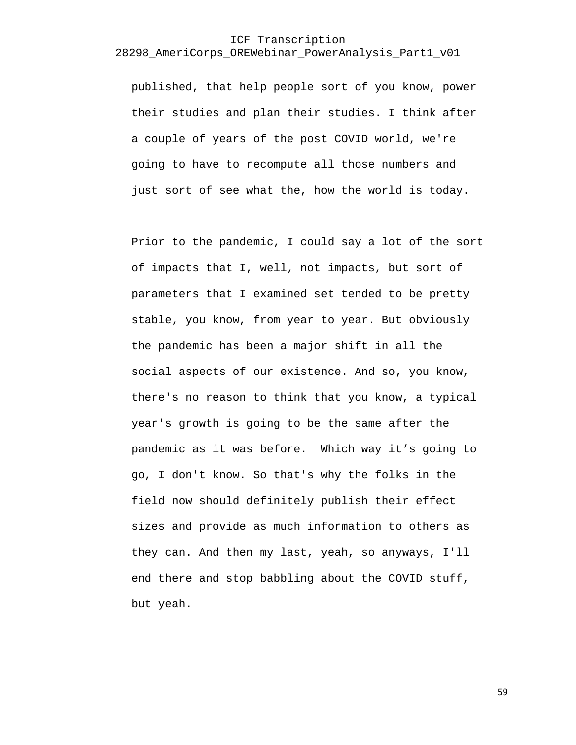published, that help people sort of you know, power their studies and plan their studies. I think after a couple of years of the post COVID world, we're going to have to recompute all those numbers and just sort of see what the, how the world is today.

Prior to the pandemic, I could say a lot of the sort of impacts that I, well, not impacts, but sort of parameters that I examined set tended to be pretty stable, you know, from year to year. But obviously the pandemic has been a major shift in all the social aspects of our existence. And so, you know, there's no reason to think that you know, a typical year's growth is going to be the same after the pandemic as it was before. Which way it’s going to go, I don't know. So that's why the folks in the field now should definitely publish their effect sizes and provide as much information to others as they can. And then my last, yeah, so anyways, I'll end there and stop babbling about the COVID stuff, but yeah.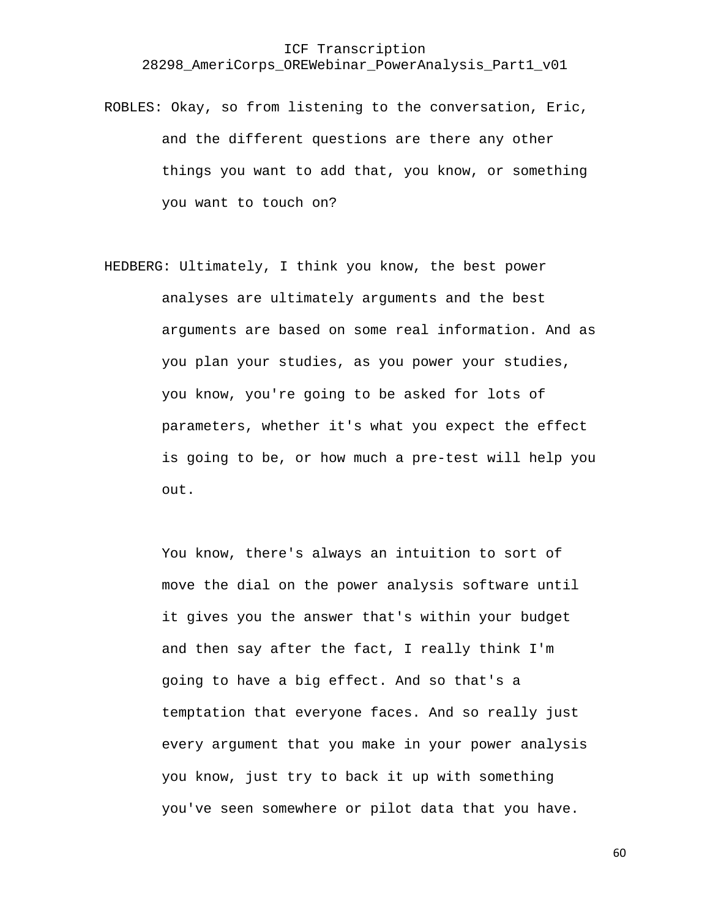ROBLES: Okay, so from listening to the conversation, Eric, and the different questions are there any other things you want to add that, you know, or something you want to touch on?

HEDBERG: Ultimately, I think you know, the best power analyses are ultimately arguments and the best arguments are based on some real information. And as you plan your studies, as you power your studies, you know, you're going to be asked for lots of parameters, whether it's what you expect the effect is going to be, or how much a pre-test will help you out.

You know, there's always an intuition to sort of move the dial on the power analysis software until it gives you the answer that's within your budget and then say after the fact, I really think I'm going to have a big effect. And so that's a temptation that everyone faces. And so really just every argument that you make in your power analysis you know, just try to back it up with something you've seen somewhere or pilot data that you have.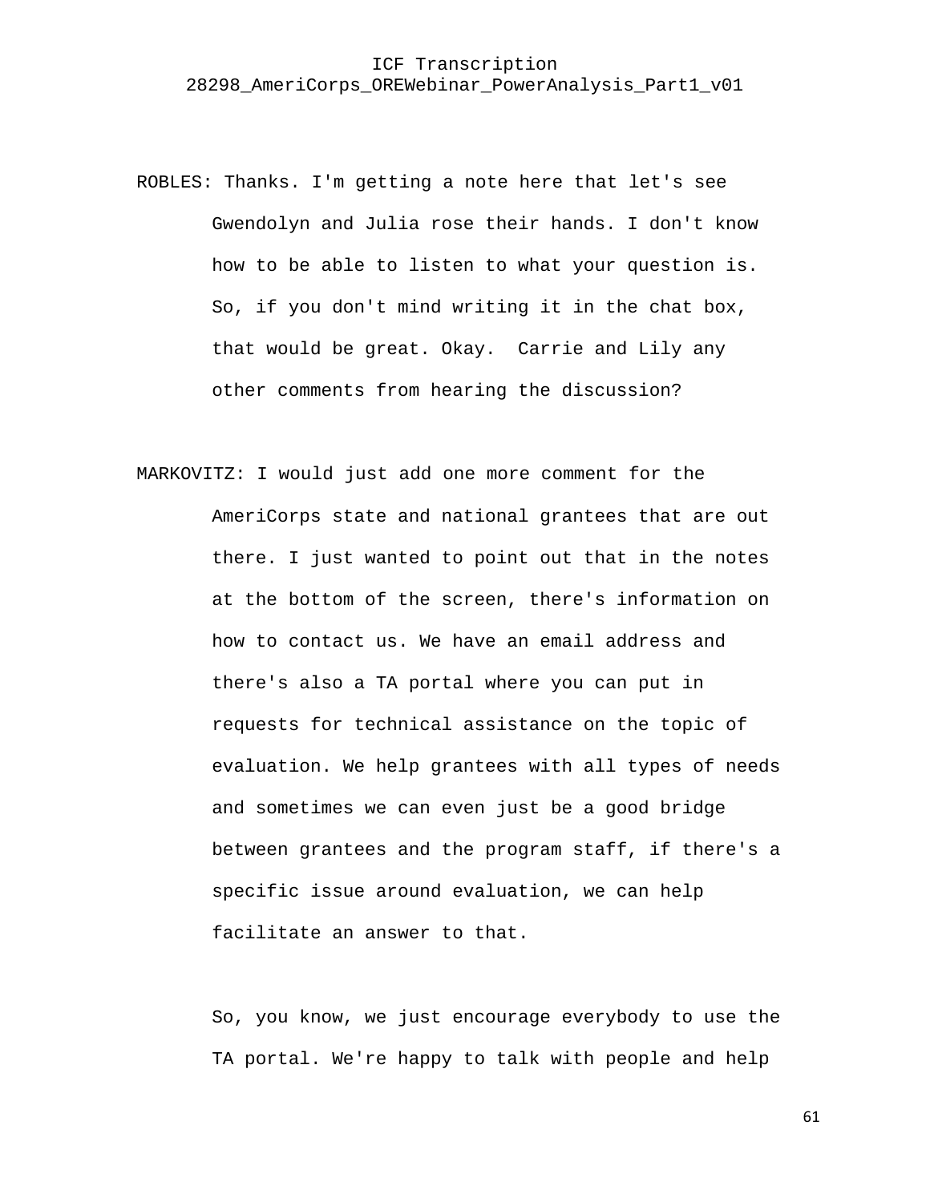ROBLES: Thanks. I'm getting a note here that let's see Gwendolyn and Julia rose their hands. I don't know how to be able to listen to what your question is. So, if you don't mind writing it in the chat box, that would be great. Okay.  Carrie and Lily any other comments from hearing the discussion?

MARKOVITZ: I would just add one more comment for the AmeriCorps state and national grantees that are out there. I just wanted to point out that in the notes at the bottom of the screen, there's information on how to contact us. We have an email address and there's also a TA portal where you can put in requests for technical assistance on the topic of evaluation. We help grantees with all types of needs and sometimes we can even just be a good bridge between grantees and the program staff, if there's a specific issue around evaluation, we can help facilitate an answer to that.

So, you know, we just encourage everybody to use the TA portal. We're happy to talk with people and help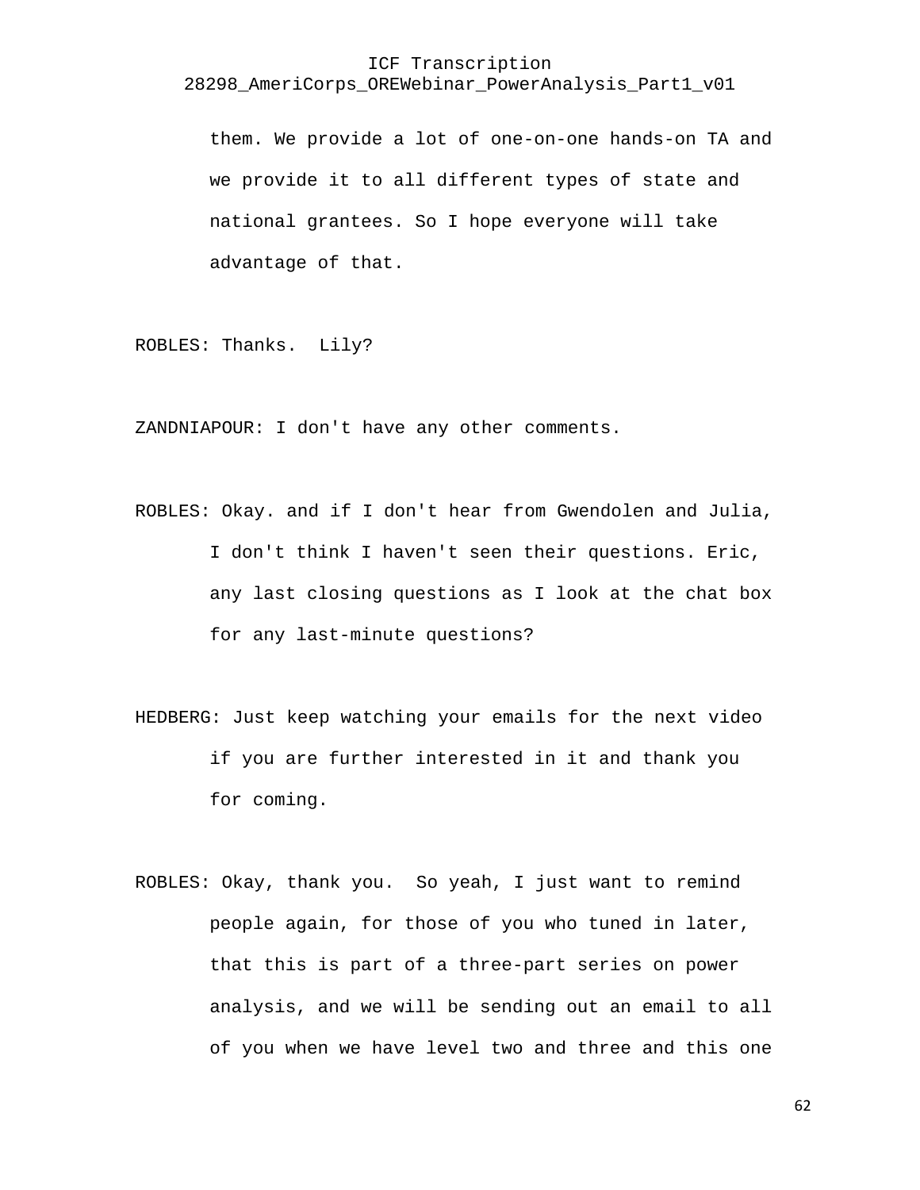them. We provide a lot of one-on-one hands-on TA and we provide it to all different types of state and national grantees. So I hope everyone will take advantage of that.

ROBLES: Thanks.  Lily?

ZANDNIAPOUR: I don't have any other comments.

ROBLES: Okay. and if I don't hear from Gwendolen and Julia, I don't think I haven't seen their questions. Eric, any last closing questions as I look at the chat box for any last-minute questions?

HEDBERG: Just keep watching your emails for the next video if you are further interested in it and thank you for coming.

ROBLES: Okay, thank you.  So yeah, I just want to remind people again, for those of you who tuned in later, that this is part of a three-part series on power analysis, and we will be sending out an email to all of you when we have level two and three and this one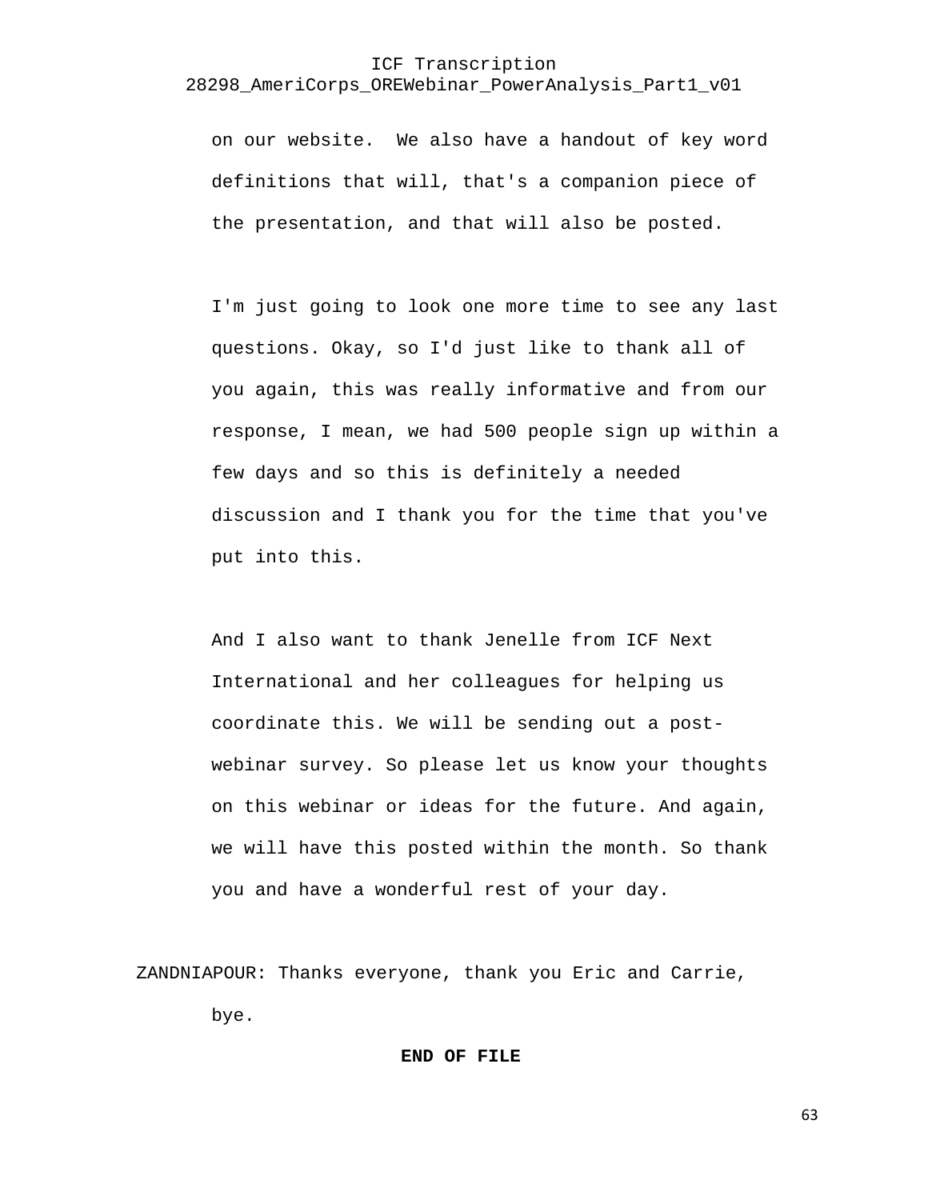on our website. We also have a handout of key word definitions that will, that's a companion piece of the presentation, and that will also be posted.

I'm just going to look one more time to see any last questions. Okay, so I'd just like to thank all of you again, this was really informative and from our response, I mean, we had 500 people sign up within a few days and so this is definitely a needed discussion and I thank you for the time that you've put into this.

And I also want to thank Jenelle from ICF Next International and her colleagues for helping us coordinate this. We will be sending out a post-webinar survey. So please let us know your thoughts on this webinar or ideas for the future. And again, we will have this posted within the month. So thank you and have a wonderful rest of your day.

ZANDNIAPOUR: Thanks everyone, thank you Eric and Carrie, bye.

**END OF FILE**